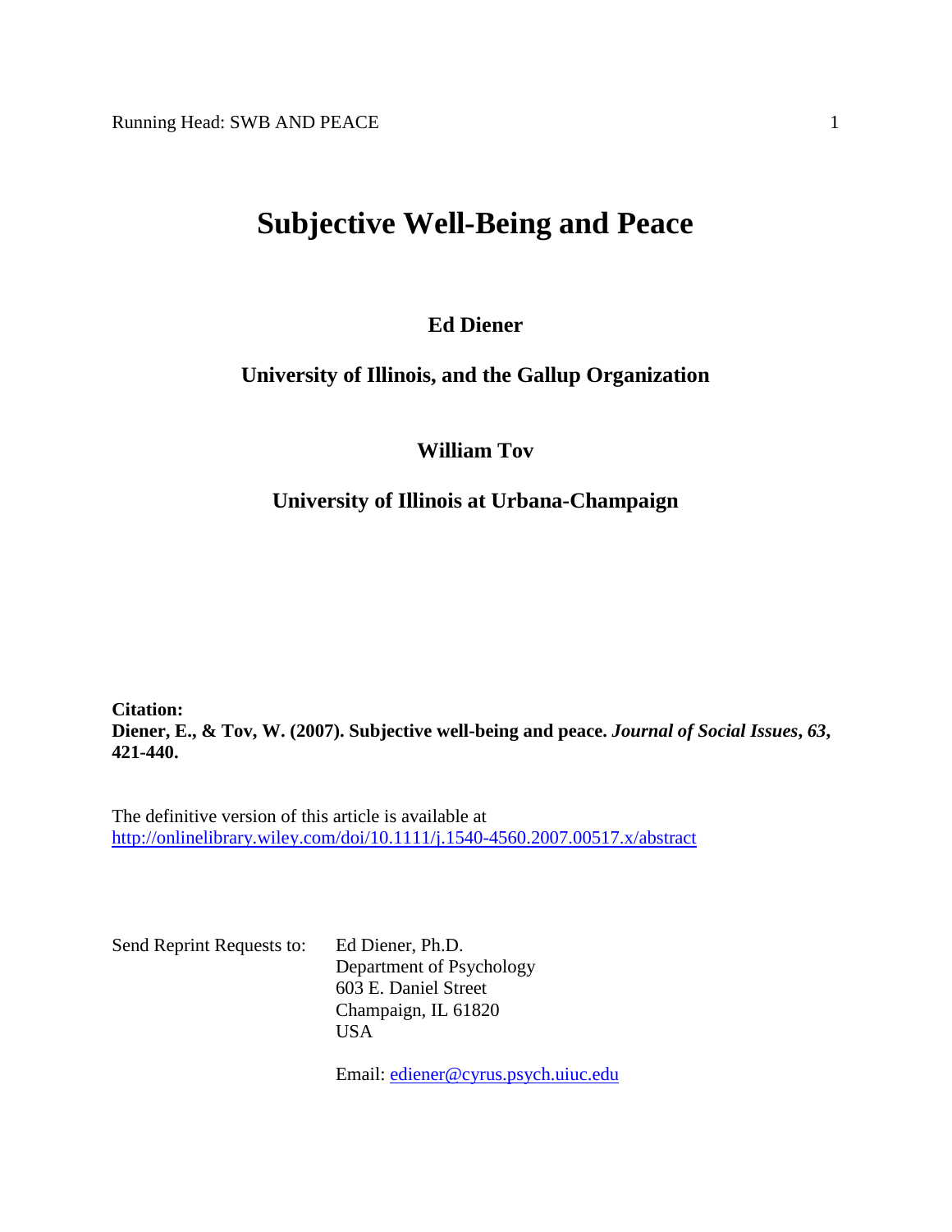# Subjective Well-Being and Peace

**Ed Diener**

**University of Illinois, and the Gallup Organization**

**William Tov**

**University of Illinois at Urbana-Champaign**

**Citation:**
**Diener, E., & Tov, W. (2007). Subjective well-being and peace. *Journal of Social Issues*, *63*, 421-440.**

The definitive version of this article is available at
http://onlinelibrary.wiley.com/doi/10.1111/j.1540-4560.2007.00517.x/abstract

Send Reprint Requests to: Ed Diener, Ph.D.
Department of Psychology
603 E. Daniel Street
Champaign, IL 61820
USA

Email: ediener@cyrus.psych.uiuc.edu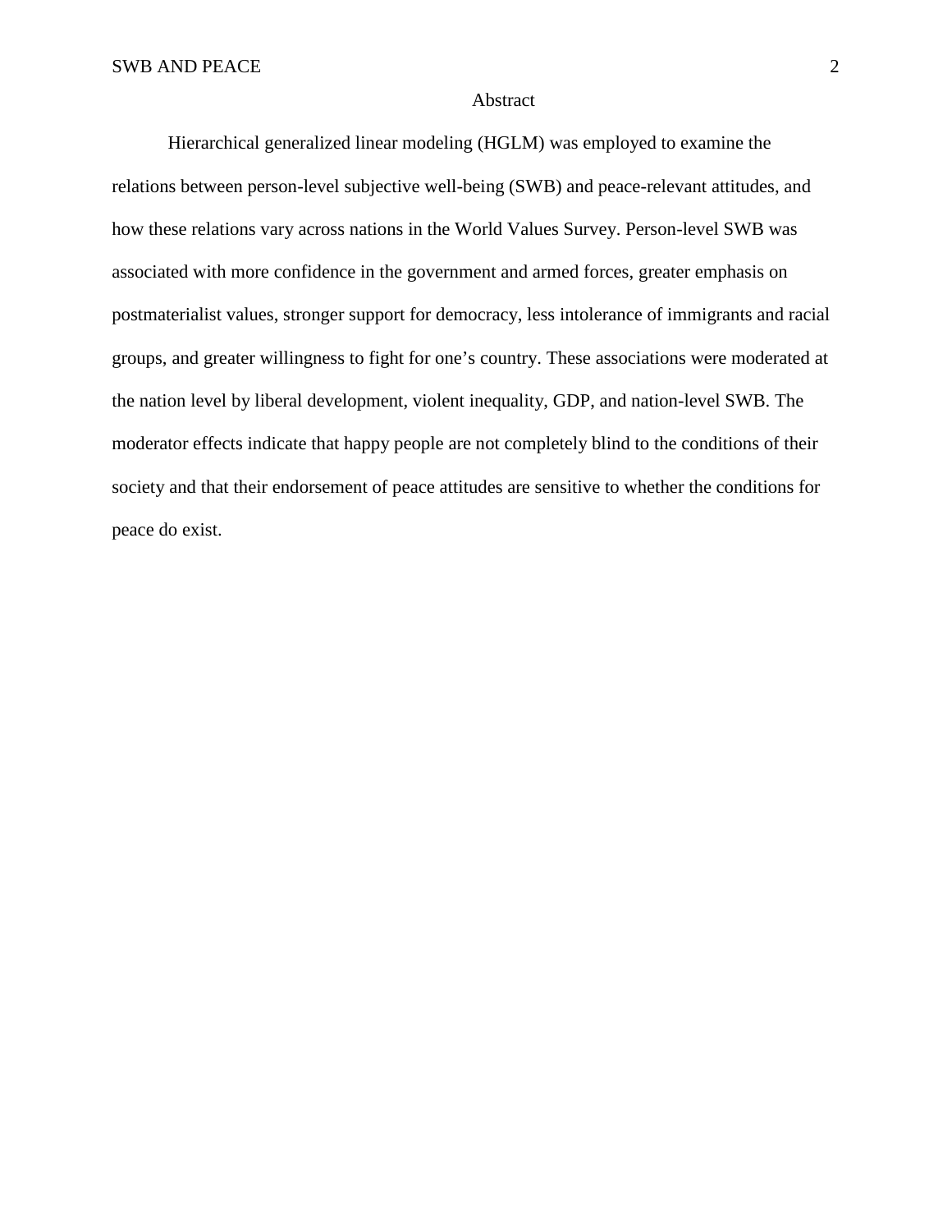# Abstract

Hierarchical generalized linear modeling (HGLM) was employed to examine the relations between person-level subjective well-being (SWB) and peace-relevant attitudes, and how these relations vary across nations in the World Values Survey. Person-level SWB was associated with more confidence in the government and armed forces, greater emphasis on postmaterialist values, stronger support for democracy, less intolerance of immigrants and racial groups, and greater willingness to fight for one's country. These associations were moderated at the nation level by liberal development, violent inequality, GDP, and nation-level SWB. The moderator effects indicate that happy people are not completely blind to the conditions of their society and that their endorsement of peace attitudes are sensitive to whether the conditions for peace do exist.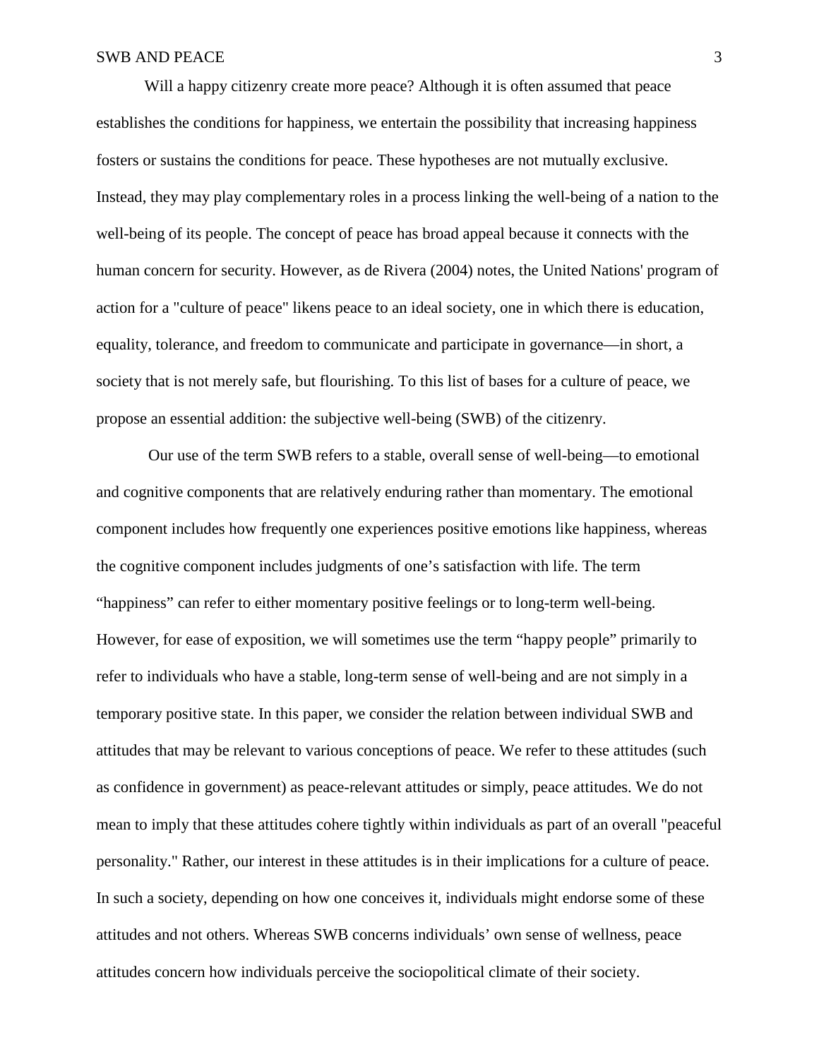Will a happy citizenry create more peace? Although it is often assumed that peace establishes the conditions for happiness, we entertain the possibility that increasing happiness fosters or sustains the conditions for peace. These hypotheses are not mutually exclusive. Instead, they may play complementary roles in a process linking the well-being of a nation to the well-being of its people. The concept of peace has broad appeal because it connects with the human concern for security. However, as de Rivera (2004) notes, the United Nations' program of action for a "culture of peace" likens peace to an ideal society, one in which there is education, equality, tolerance, and freedom to communicate and participate in governance—in short, a society that is not merely safe, but flourishing. To this list of bases for a culture of peace, we propose an essential addition: the subjective well-being (SWB) of the citizenry.

Our use of the term SWB refers to a stable, overall sense of well-being—to emotional and cognitive components that are relatively enduring rather than momentary. The emotional component includes how frequently one experiences positive emotions like happiness, whereas the cognitive component includes judgments of one's satisfaction with life. The term "happiness" can refer to either momentary positive feelings or to long-term well-being. However, for ease of exposition, we will sometimes use the term "happy people" primarily to refer to individuals who have a stable, long-term sense of well-being and are not simply in a temporary positive state. In this paper, we consider the relation between individual SWB and attitudes that may be relevant to various conceptions of peace. We refer to these attitudes (such as confidence in government) as peace-relevant attitudes or simply, peace attitudes. We do not mean to imply that these attitudes cohere tightly within individuals as part of an overall "peaceful personality." Rather, our interest in these attitudes is in their implications for a culture of peace. In such a society, depending on how one conceives it, individuals might endorse some of these attitudes and not others. Whereas SWB concerns individuals' own sense of wellness, peace attitudes concern how individuals perceive the sociopolitical climate of their society.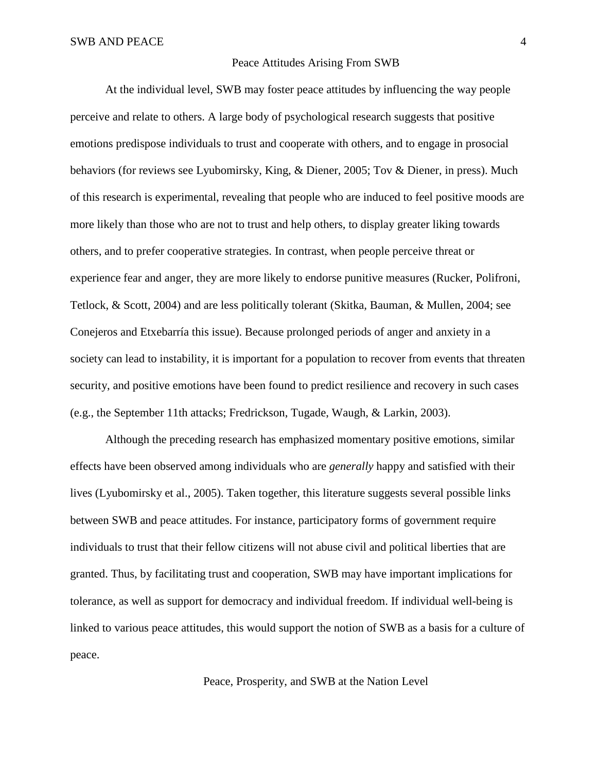## Peace Attitudes Arising From SWB

At the individual level, SWB may foster peace attitudes by influencing the way people perceive and relate to others. A large body of psychological research suggests that positive emotions predispose individuals to trust and cooperate with others, and to engage in prosocial behaviors (for reviews see Lyubomirsky, King, & Diener, 2005; Tov & Diener, in press). Much of this research is experimental, revealing that people who are induced to feel positive moods are more likely than those who are not to trust and help others, to display greater liking towards others, and to prefer cooperative strategies. In contrast, when people perceive threat or experience fear and anger, they are more likely to endorse punitive measures (Rucker, Polifroni, Tetlock, & Scott, 2004) and are less politically tolerant (Skitka, Bauman, & Mullen, 2004; see Conejeros and Etxebarría this issue). Because prolonged periods of anger and anxiety in a society can lead to instability, it is important for a population to recover from events that threaten security, and positive emotions have been found to predict resilience and recovery in such cases (e.g., the September 11th attacks; Fredrickson, Tugade, Waugh, & Larkin, 2003).

Although the preceding research has emphasized momentary positive emotions, similar effects have been observed among individuals who are *generally* happy and satisfied with their lives (Lyubomirsky et al., 2005). Taken together, this literature suggests several possible links between SWB and peace attitudes. For instance, participatory forms of government require individuals to trust that their fellow citizens will not abuse civil and political liberties that are granted. Thus, by facilitating trust and cooperation, SWB may have important implications for tolerance, as well as support for democracy and individual freedom. If individual well-being is linked to various peace attitudes, this would support the notion of SWB as a basis for a culture of peace.

## Peace, Prosperity, and SWB at the Nation Level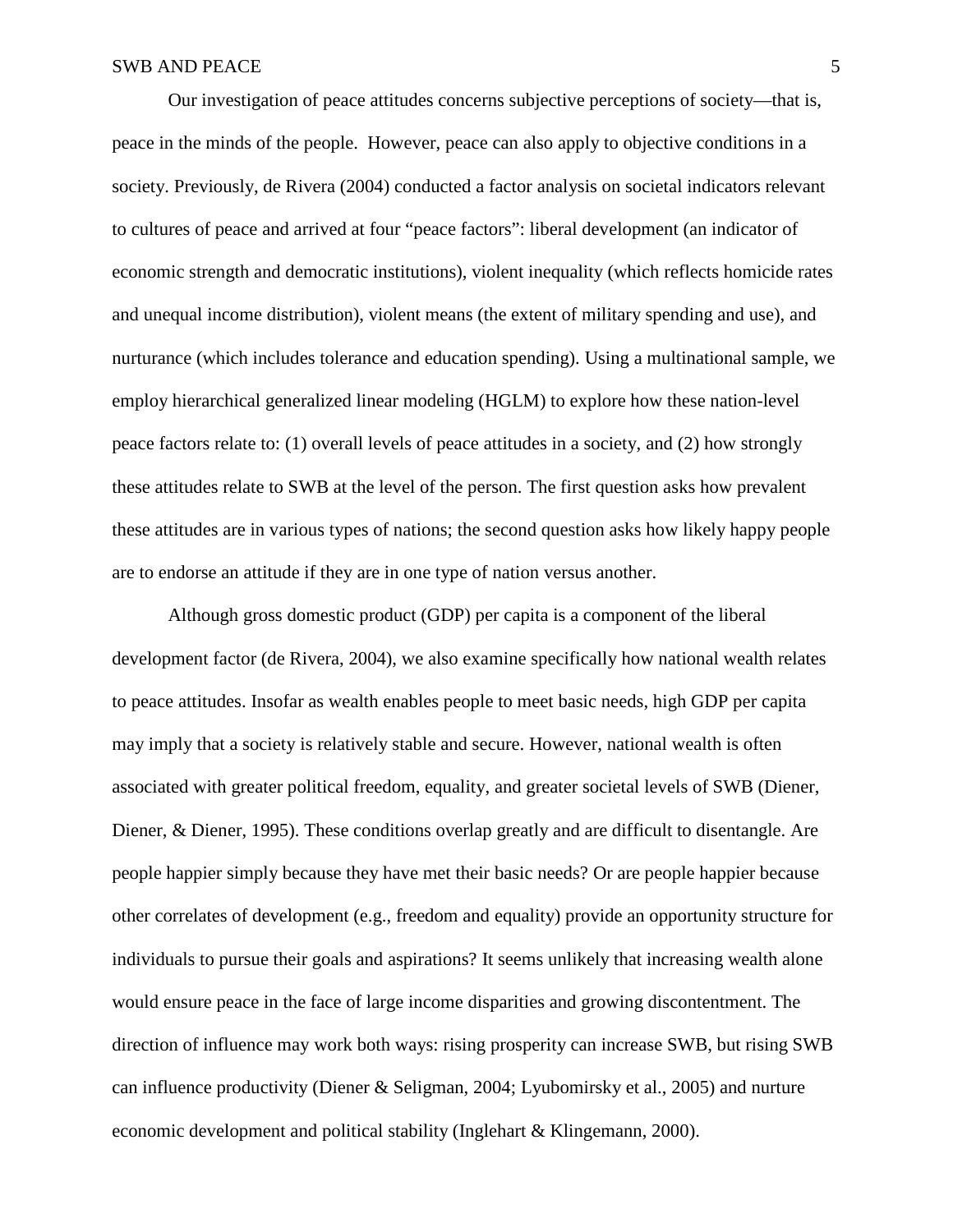Our investigation of peace attitudes concerns subjective perceptions of society—that is, peace in the minds of the people. However, peace can also apply to objective conditions in a society. Previously, de Rivera (2004) conducted a factor analysis on societal indicators relevant to cultures of peace and arrived at four "peace factors": liberal development (an indicator of economic strength and democratic institutions), violent inequality (which reflects homicide rates and unequal income distribution), violent means (the extent of military spending and use), and nurturance (which includes tolerance and education spending). Using a multinational sample, we employ hierarchical generalized linear modeling (HGLM) to explore how these nation-level peace factors relate to: (1) overall levels of peace attitudes in a society, and (2) how strongly these attitudes relate to SWB at the level of the person. The first question asks how prevalent these attitudes are in various types of nations; the second question asks how likely happy people are to endorse an attitude if they are in one type of nation versus another.

Although gross domestic product (GDP) per capita is a component of the liberal development factor (de Rivera, 2004), we also examine specifically how national wealth relates to peace attitudes. Insofar as wealth enables people to meet basic needs, high GDP per capita may imply that a society is relatively stable and secure. However, national wealth is often associated with greater political freedom, equality, and greater societal levels of SWB (Diener, Diener, & Diener, 1995). These conditions overlap greatly and are difficult to disentangle. Are people happier simply because they have met their basic needs? Or are people happier because other correlates of development (e.g., freedom and equality) provide an opportunity structure for individuals to pursue their goals and aspirations? It seems unlikely that increasing wealth alone would ensure peace in the face of large income disparities and growing discontentment. The direction of influence may work both ways: rising prosperity can increase SWB, but rising SWB can influence productivity (Diener & Seligman, 2004; Lyubomirsky et al., 2005) and nurture economic development and political stability (Inglehart & Klingemann, 2000).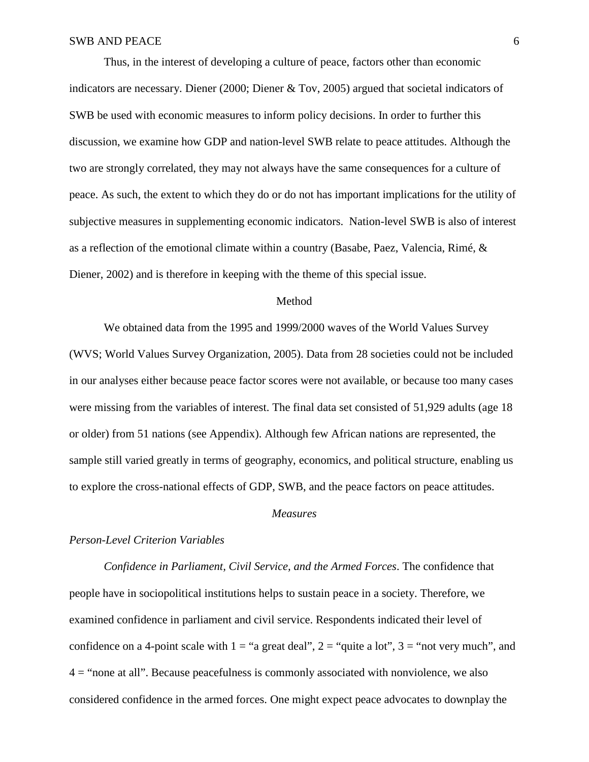Thus, in the interest of developing a culture of peace, factors other than economic indicators are necessary. Diener (2000; Diener & Tov, 2005) argued that societal indicators of SWB be used with economic measures to inform policy decisions. In order to further this discussion, we examine how GDP and nation-level SWB relate to peace attitudes. Although the two are strongly correlated, they may not always have the same consequences for a culture of peace. As such, the extent to which they do or do not has important implications for the utility of subjective measures in supplementing economic indicators. Nation-level SWB is also of interest as a reflection of the emotional climate within a country (Basabe, Paez, Valencia, Rimé, & Diener, 2002) and is therefore in keeping with the theme of this special issue.

# Method

We obtained data from the 1995 and 1999/2000 waves of the World Values Survey (WVS; World Values Survey Organization, 2005). Data from 28 societies could not be included in our analyses either because peace factor scores were not available, or because too many cases were missing from the variables of interest. The final data set consisted of 51,929 adults (age 18 or older) from 51 nations (see Appendix). Although few African nations are represented, the sample still varied greatly in terms of geography, economics, and political structure, enabling us to explore the cross-national effects of GDP, SWB, and the peace factors on peace attitudes.

## *Measures*

### *Person-Level Criterion Variables*

*Confidence in Parliament, Civil Service, and the Armed Forces*. The confidence that people have in sociopolitical institutions helps to sustain peace in a society. Therefore, we examined confidence in parliament and civil service. Respondents indicated their level of confidence on a 4-point scale with 1 = "a great deal", 2 = "quite a lot", 3 = "not very much", and 4 = "none at all". Because peacefulness is commonly associated with nonviolence, we also considered confidence in the armed forces. One might expect peace advocates to downplay the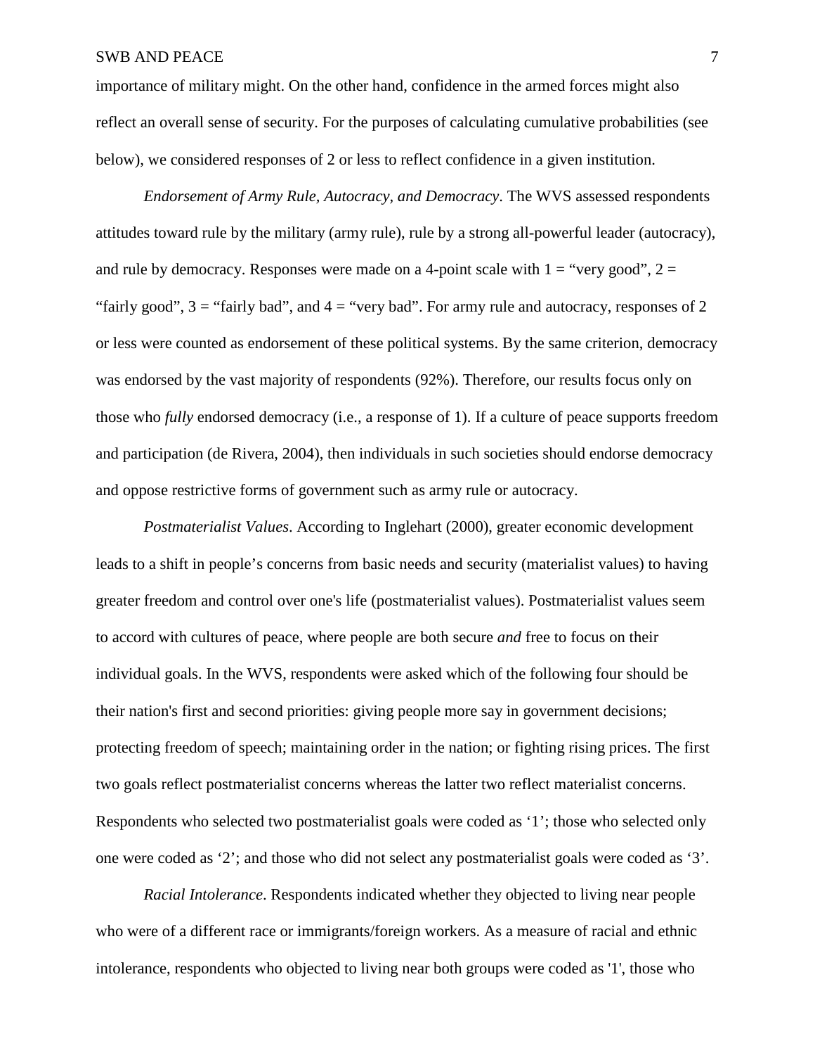importance of military might. On the other hand, confidence in the armed forces might also reflect an overall sense of security. For the purposes of calculating cumulative probabilities (see below), we considered responses of 2 or less to reflect confidence in a given institution.

*Endorsement of Army Rule, Autocracy, and Democracy*. The WVS assessed respondents attitudes toward rule by the military (army rule), rule by a strong all-powerful leader (autocracy), and rule by democracy. Responses were made on a 4-point scale with 1 = "very good", 2 = "fairly good", 3 = "fairly bad", and 4 = "very bad". For army rule and autocracy, responses of 2 or less were counted as endorsement of these political systems. By the same criterion, democracy was endorsed by the vast majority of respondents (92%). Therefore, our results focus only on those who *fully* endorsed democracy (i.e., a response of 1). If a culture of peace supports freedom and participation (de Rivera, 2004), then individuals in such societies should endorse democracy and oppose restrictive forms of government such as army rule or autocracy.

*Postmaterialist Values*. According to Inglehart (2000), greater economic development leads to a shift in people's concerns from basic needs and security (materialist values) to having greater freedom and control over one's life (postmaterialist values). Postmaterialist values seem to accord with cultures of peace, where people are both secure *and* free to focus on their individual goals. In the WVS, respondents were asked which of the following four should be their nation's first and second priorities: giving people more say in government decisions; protecting freedom of speech; maintaining order in the nation; or fighting rising prices. The first two goals reflect postmaterialist concerns whereas the latter two reflect materialist concerns. Respondents who selected two postmaterialist goals were coded as '1'; those who selected only one were coded as '2'; and those who did not select any postmaterialist goals were coded as '3'.

*Racial Intolerance*. Respondents indicated whether they objected to living near people who were of a different race or immigrants/foreign workers. As a measure of racial and ethnic intolerance, respondents who objected to living near both groups were coded as '1', those who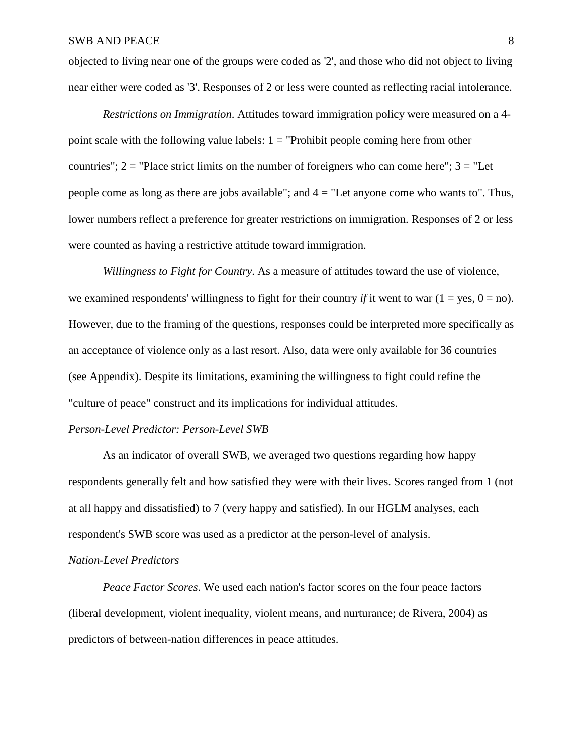objected to living near one of the groups were coded as '2', and those who did not object to living near either were coded as '3'. Responses of 2 or less were counted as reflecting racial intolerance.

*Restrictions on Immigration*. Attitudes toward immigration policy were measured on a 4-point scale with the following value labels: 1 = "Prohibit people coming here from other countries"; 2 = "Place strict limits on the number of foreigners who can come here"; 3 = "Let people come as long as there are jobs available"; and 4 = "Let anyone come who wants to". Thus, lower numbers reflect a preference for greater restrictions on immigration. Responses of 2 or less were counted as having a restrictive attitude toward immigration.

*Willingness to Fight for Country*. As a measure of attitudes toward the use of violence, we examined respondents' willingness to fight for their country *if* it went to war (1 = yes, 0 = no). However, due to the framing of the questions, responses could be interpreted more specifically as an acceptance of violence only as a last resort. Also, data were only available for 36 countries (see Appendix). Despite its limitations, examining the willingness to fight could refine the "culture of peace" construct and its implications for individual attitudes.

*Person-Level Predictor: Person-Level SWB*

As an indicator of overall SWB, we averaged two questions regarding how happy respondents generally felt and how satisfied they were with their lives. Scores ranged from 1 (not at all happy and dissatisfied) to 7 (very happy and satisfied). In our HGLM analyses, each respondent's SWB score was used as a predictor at the person-level of analysis.

*Nation-Level Predictors*

*Peace Factor Scores*. We used each nation's factor scores on the four peace factors (liberal development, violent inequality, violent means, and nurturance; de Rivera, 2004) as predictors of between-nation differences in peace attitudes.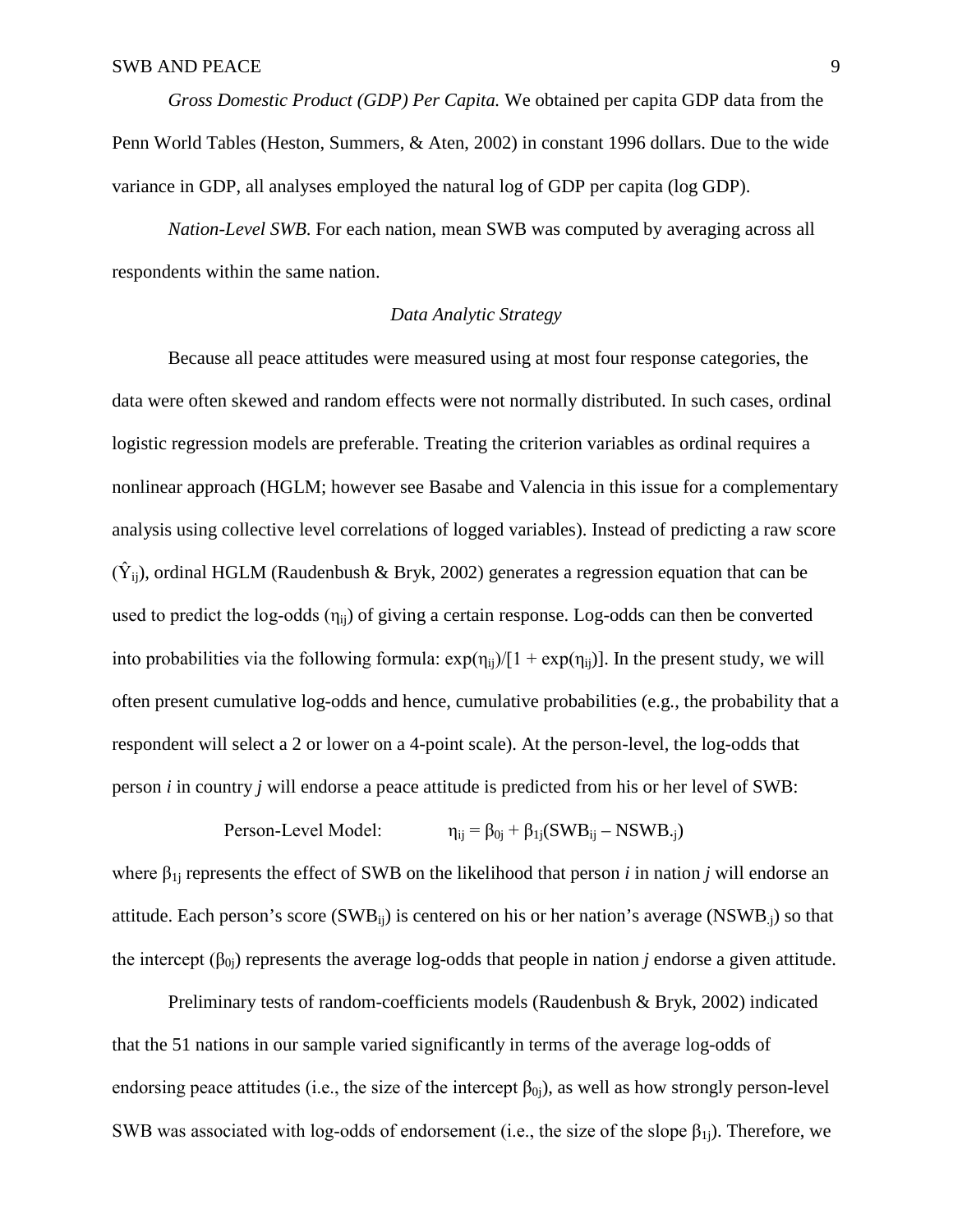*Gross Domestic Product (GDP) Per Capita.* We obtained per capita GDP data from the Penn World Tables (Heston, Summers, & Aten, 2002) in constant 1996 dollars. Due to the wide variance in GDP, all analyses employed the natural log of GDP per capita (log GDP).

*Nation-Level SWB.* For each nation, mean SWB was computed by averaging across all respondents within the same nation.

### *Data Analytic Strategy*

Because all peace attitudes were measured using at most four response categories, the data were often skewed and random effects were not normally distributed. In such cases, ordinal logistic regression models are preferable. Treating the criterion variables as ordinal requires a nonlinear approach (HGLM; however see Basabe and Valencia in this issue for a complementary analysis using collective level correlations of logged variables). Instead of predicting a raw score ($\hat{Y}_{ij}$), ordinal HGLM (Raudenbush & Bryk, 2002) generates a regression equation that can be used to predict the log-odds ($\eta_{ij}$) of giving a certain response. Log-odds can then be converted into probabilities via the following formula: $\exp(\eta_{ij})/[1 + \exp(\eta_{ij})]$. In the present study, we will often present cumulative log-odds and hence, cumulative probabilities (e.g., the probability that a respondent will select a 2 or lower on a 4-point scale). At the person-level, the log-odds that person *i* in country *j* will endorse a peace attitude is predicted from his or her level of SWB:

$$\text{Person-Level Model:} \qquad \eta_{ij} = \beta_{0j} + \beta_{1j}(SWB_{ij} - NSWB_{.j})$$

where $\beta_{1j}$ represents the effect of SWB on the likelihood that person *i* in nation *j* will endorse an attitude. Each person's score ($SWB_{ij}$) is centered on his or her nation's average ($NSWB_{.j}$) so that the intercept ($\beta_{0j}$) represents the average log-odds that people in nation *j* endorse a given attitude.

Preliminary tests of random-coefficients models (Raudenbush & Bryk, 2002) indicated that the 51 nations in our sample varied significantly in terms of the average log-odds of endorsing peace attitudes (i.e., the size of the intercept $\beta_{0j}$), as well as how strongly person-level SWB was associated with log-odds of endorsement (i.e., the size of the slope $\beta_{1j}$). Therefore, we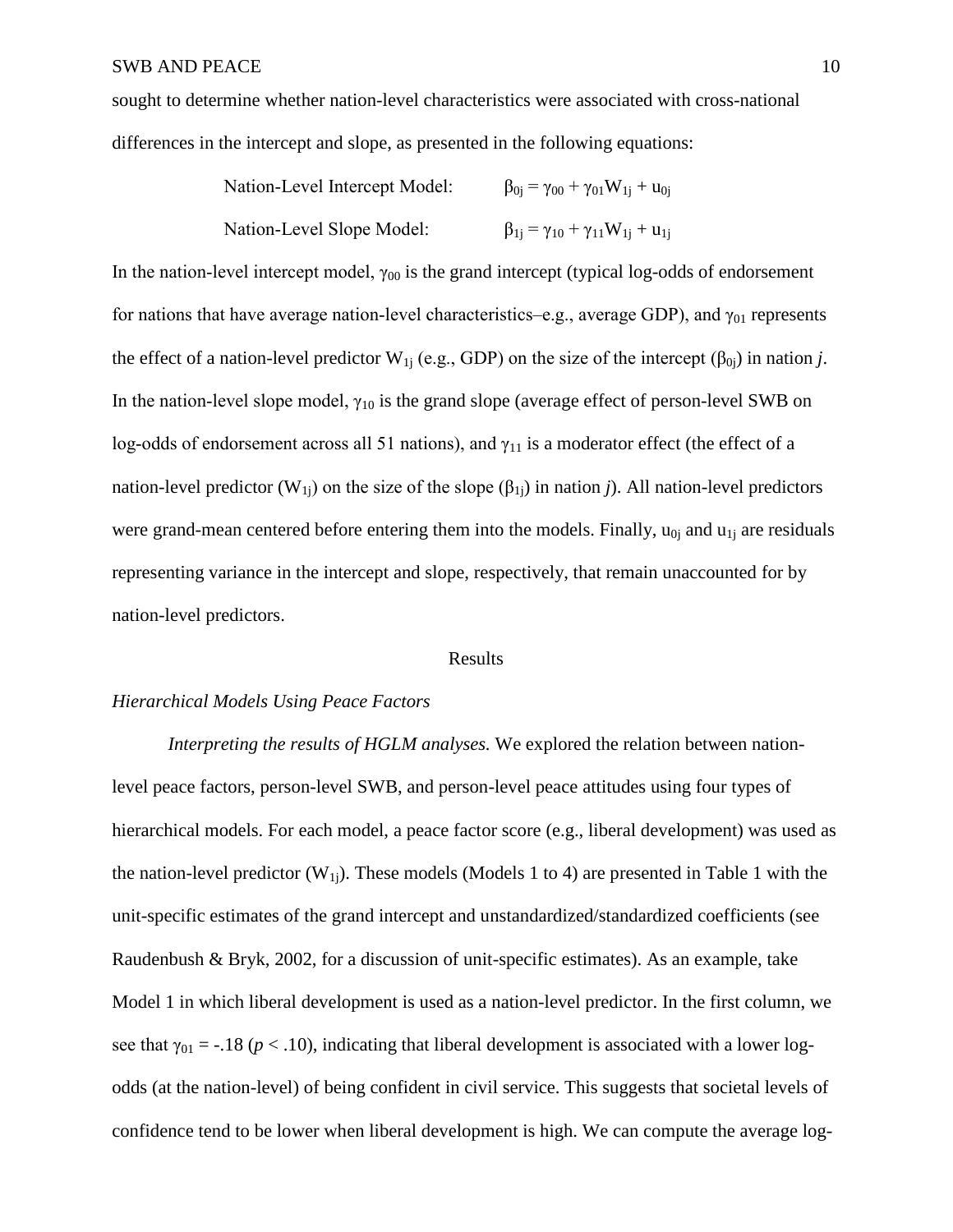sought to determine whether nation-level characteristics were associated with cross-national differences in the intercept and slope, as presented in the following equations:

$$\text{Nation-Level Intercept Model:} \qquad \beta_{0j} = \gamma_{00} + \gamma_{01}W_{1j} + u_{0j}$$

$$\text{Nation-Level Slope Model:} \qquad \beta_{1j} = \gamma_{10} + \gamma_{11}W_{1j} + u_{1j}$$

In the nation-level intercept model, $\gamma_{00}$ is the grand intercept (typical log-odds of endorsement for nations that have average nation-level characteristics–e.g., average GDP), and $\gamma_{01}$ represents the effect of a nation-level predictor $W_{1j}$ (e.g., GDP) on the size of the intercept ($\beta_{0j}$) in nation *j*. In the nation-level slope model, $\gamma_{10}$ is the grand slope (average effect of person-level SWB on log-odds of endorsement across all 51 nations), and $\gamma_{11}$ is a moderator effect (the effect of a nation-level predictor ($W_{1j}$) on the size of the slope ($\beta_{1j}$) in nation *j*). All nation-level predictors were grand-mean centered before entering them into the models. Finally, $u_{0j}$ and $u_{1j}$ are residuals representing variance in the intercept and slope, respectively, that remain unaccounted for by nation-level predictors.

# Results

## *Hierarchical Models Using Peace Factors*

*Interpreting the results of HGLM analyses.* We explored the relation between nation-level peace factors, person-level SWB, and person-level peace attitudes using four types of hierarchical models. For each model, a peace factor score (e.g., liberal development) was used as the nation-level predictor ($W_{1j}$). These models (Models 1 to 4) are presented in Table 1 with the unit-specific estimates of the grand intercept and unstandardized/standardized coefficients (see Raudenbush & Bryk, 2002, for a discussion of unit-specific estimates). As an example, take Model 1 in which liberal development is used as a nation-level predictor. In the first column, we see that $\gamma_{01} = -.18$ ($p < .10$), indicating that liberal development is associated with a lower log-odds (at the nation-level) of being confident in civil service. This suggests that societal levels of confidence tend to be lower when liberal development is high. We can compute the average log-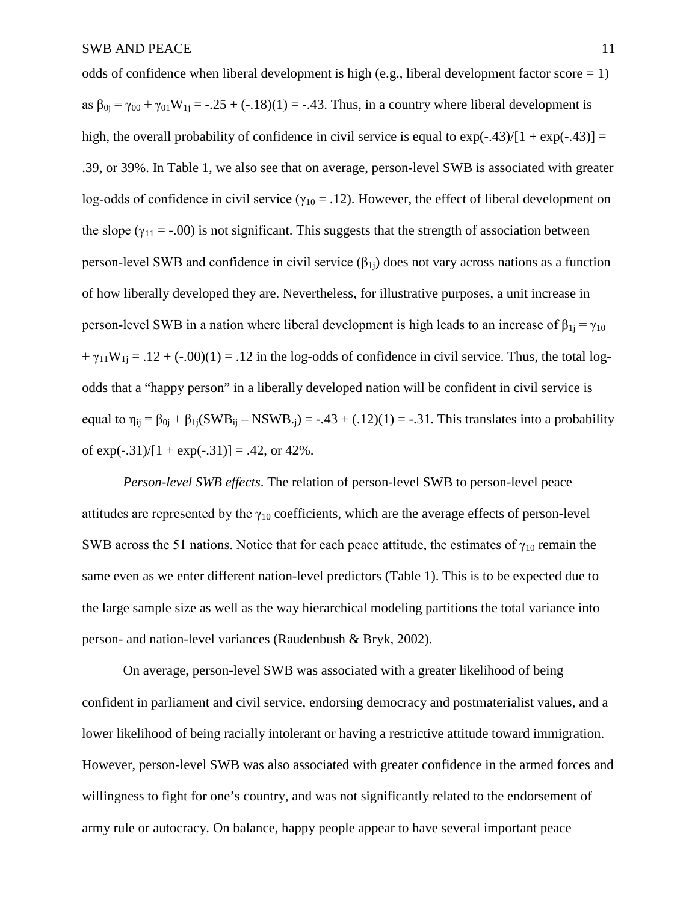odds of confidence when liberal development is high (e.g., liberal development factor score = 1) as $\beta_{0j} = \gamma_{00} + \gamma_{01}W_{1j} = -.25 + (-.18)(1) = -.43$. Thus, in a country where liberal development is high, the overall probability of confidence in civil service is equal to $\exp(-.43)/[1 + \exp(-.43)] = .39$, or 39%. In Table 1, we also see that on average, person-level SWB is associated with greater log-odds of confidence in civil service ($\gamma_{10} = .12$). However, the effect of liberal development on the slope ($\gamma_{11} = -.00$) is not significant. This suggests that the strength of association between person-level SWB and confidence in civil service ($\beta_{1j}$) does not vary across nations as a function of how liberally developed they are. Nevertheless, for illustrative purposes, a unit increase in person-level SWB in a nation where liberal development is high leads to an increase of $\beta_{1j} = \gamma_{10} + \gamma_{11}W_{1j} = .12 + (-.00)(1) = .12$ in the log-odds of confidence in civil service. Thus, the total log-odds that a "happy person" in a liberally developed nation will be confident in civil service is equal to $\eta_{ij} = \beta_{0j} + \beta_{1j}(SWB_{ij} – NSWB_{.j}) = -.43 + (.12)(1) = -.31$. This translates into a probability of $\exp(-.31)/[1 + \exp(-.31)] = .42$, or 42%.

*Person-level SWB effects*. The relation of person-level SWB to person-level peace attitudes are represented by the $\gamma_{10}$ coefficients, which are the average effects of person-level SWB across the 51 nations. Notice that for each peace attitude, the estimates of $\gamma_{10}$ remain the same even as we enter different nation-level predictors (Table 1). This is to be expected due to the large sample size as well as the way hierarchical modeling partitions the total variance into person- and nation-level variances (Raudenbush & Bryk, 2002).

On average, person-level SWB was associated with a greater likelihood of being confident in parliament and civil service, endorsing democracy and postmaterialist values, and a lower likelihood of being racially intolerant or having a restrictive attitude toward immigration. However, person-level SWB was also associated with greater confidence in the armed forces and willingness to fight for one's country, and was not significantly related to the endorsement of army rule or autocracy. On balance, happy people appear to have several important peace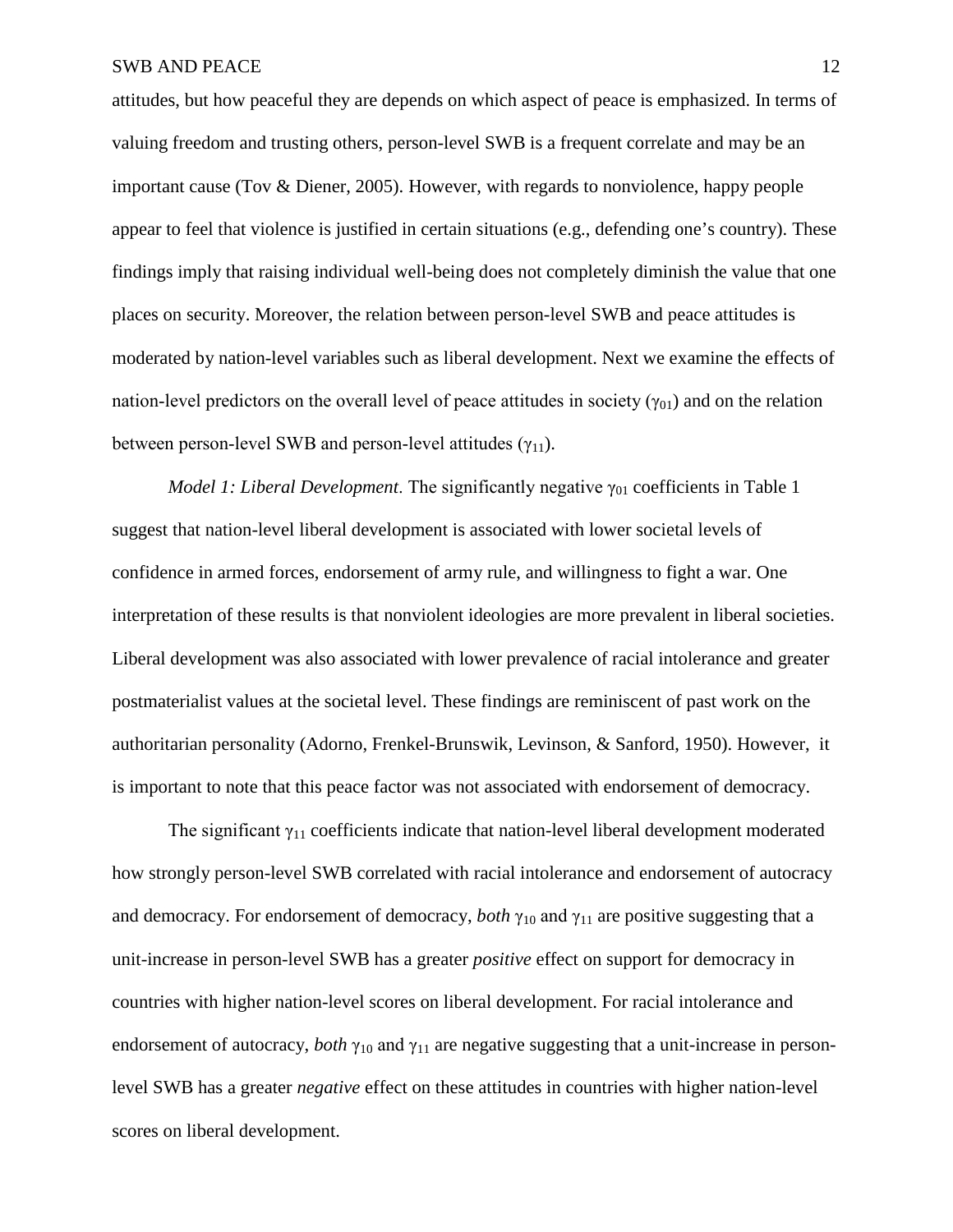attitudes, but how peaceful they are depends on which aspect of peace is emphasized. In terms of valuing freedom and trusting others, person-level SWB is a frequent correlate and may be an important cause (Tov & Diener, 2005). However, with regards to nonviolence, happy people appear to feel that violence is justified in certain situations (e.g., defending one's country). These findings imply that raising individual well-being does not completely diminish the value that one places on security. Moreover, the relation between person-level SWB and peace attitudes is moderated by nation-level variables such as liberal development. Next we examine the effects of nation-level predictors on the overall level of peace attitudes in society ($\gamma_{01}$) and on the relation between person-level SWB and person-level attitudes ($\gamma_{11}$).

*Model 1: Liberal Development*. The significantly negative $\gamma_{01}$ coefficients in Table 1 suggest that nation-level liberal development is associated with lower societal levels of confidence in armed forces, endorsement of army rule, and willingness to fight a war. One interpretation of these results is that nonviolent ideologies are more prevalent in liberal societies. Liberal development was also associated with lower prevalence of racial intolerance and greater postmaterialist values at the societal level. These findings are reminiscent of past work on the authoritarian personality (Adorno, Frenkel-Brunswik, Levinson, & Sanford, 1950). However, it is important to note that this peace factor was not associated with endorsement of democracy.

The significant $\gamma_{11}$ coefficients indicate that nation-level liberal development moderated how strongly person-level SWB correlated with racial intolerance and endorsement of autocracy and democracy. For endorsement of democracy, *both* $\gamma_{10}$ and $\gamma_{11}$ are positive suggesting that a unit-increase in person-level SWB has a greater *positive* effect on support for democracy in countries with higher nation-level scores on liberal development. For racial intolerance and endorsement of autocracy, *both* $\gamma_{10}$ and $\gamma_{11}$ are negative suggesting that a unit-increase in person-level SWB has a greater *negative* effect on these attitudes in countries with higher nation-level scores on liberal development.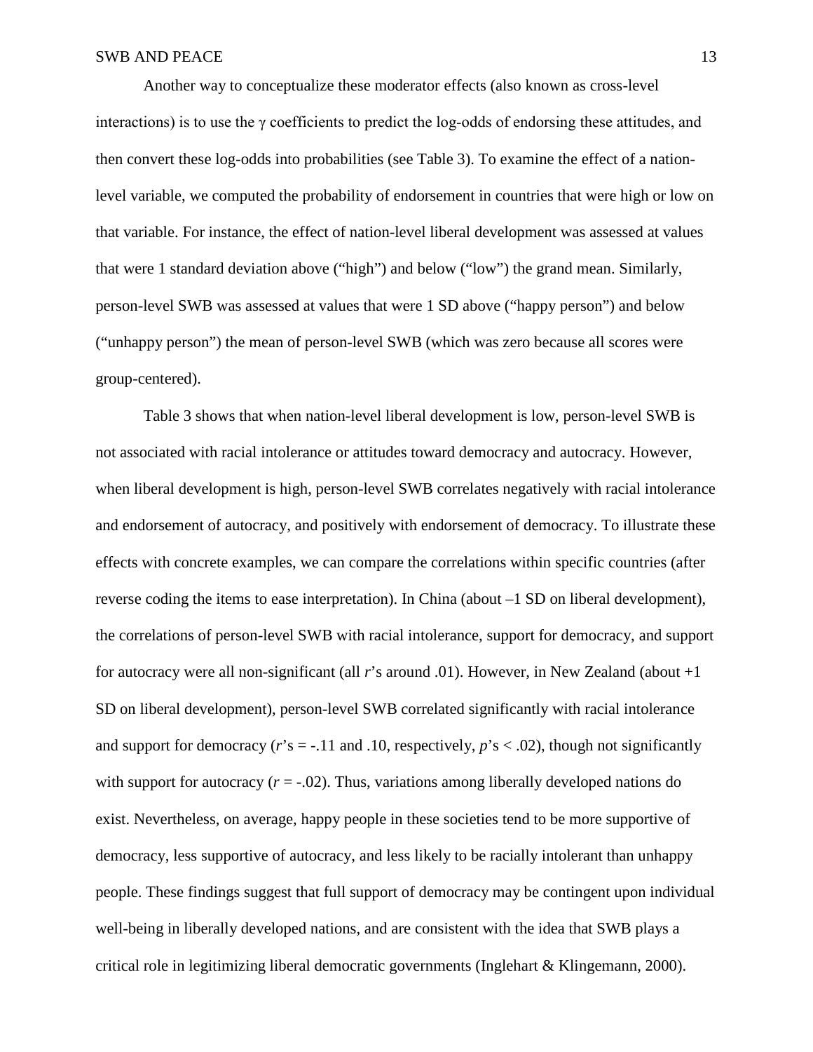Another way to conceptualize these moderator effects (also known as cross-level interactions) is to use the $\gamma$ coefficients to predict the log-odds of endorsing these attitudes, and then convert these log-odds into probabilities (see Table 3). To examine the effect of a nation-level variable, we computed the probability of endorsement in countries that were high or low on that variable. For instance, the effect of nation-level liberal development was assessed at values that were 1 standard deviation above ("high") and below ("low") the grand mean. Similarly, person-level SWB was assessed at values that were 1 SD above ("happy person") and below ("unhappy person") the mean of person-level SWB (which was zero because all scores were group-centered).

Table 3 shows that when nation-level liberal development is low, person-level SWB is not associated with racial intolerance or attitudes toward democracy and autocracy. However, when liberal development is high, person-level SWB correlates negatively with racial intolerance and endorsement of autocracy, and positively with endorsement of democracy. To illustrate these effects with concrete examples, we can compare the correlations within specific countries (after reverse coding the items to ease interpretation). In China (about –1 SD on liberal development), the correlations of person-level SWB with racial intolerance, support for democracy, and support for autocracy were all non-significant (all $r$'s around .01). However, in New Zealand (about +1 SD on liberal development), person-level SWB correlated significantly with racial intolerance and support for democracy ($r$'s = -.11 and .10, respectively, $p$'s < .02), though not significantly with support for autocracy ($r$ = -.02). Thus, variations among liberally developed nations do exist. Nevertheless, on average, happy people in these societies tend to be more supportive of democracy, less supportive of autocracy, and less likely to be racially intolerant than unhappy people. These findings suggest that full support of democracy may be contingent upon individual well-being in liberally developed nations, and are consistent with the idea that SWB plays a critical role in legitimizing liberal democratic governments (Inglehart & Klingemann, 2000).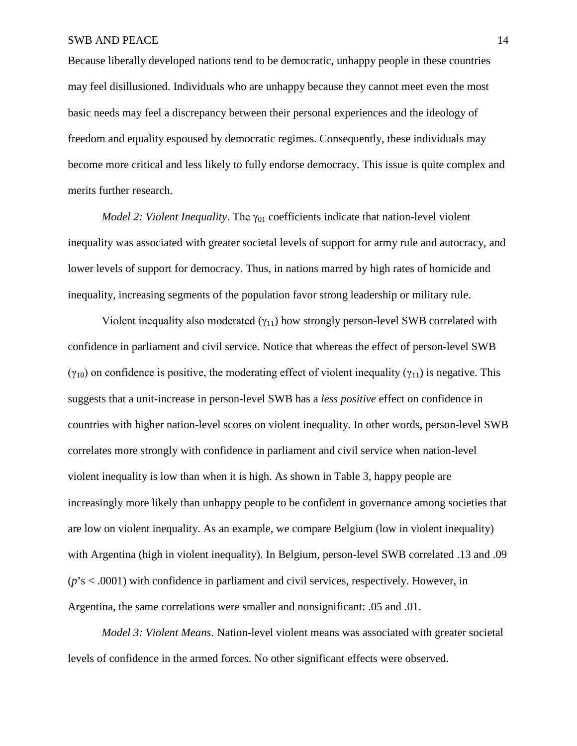Because liberally developed nations tend to be democratic, unhappy people in these countries may feel disillusioned. Individuals who are unhappy because they cannot meet even the most basic needs may feel a discrepancy between their personal experiences and the ideology of freedom and equality espoused by democratic regimes. Consequently, these individuals may become more critical and less likely to fully endorse democracy. This issue is quite complex and merits further research.

*Model 2: Violent Inequality*. The $\gamma_{01}$ coefficients indicate that nation-level violent inequality was associated with greater societal levels of support for army rule and autocracy, and lower levels of support for democracy. Thus, in nations marred by high rates of homicide and inequality, increasing segments of the population favor strong leadership or military rule.

Violent inequality also moderated ($\gamma_{11}$) how strongly person-level SWB correlated with confidence in parliament and civil service. Notice that whereas the effect of person-level SWB ($\gamma_{10}$) on confidence is positive, the moderating effect of violent inequality ($\gamma_{11}$) is negative. This suggests that a unit-increase in person-level SWB has a *less positive* effect on confidence in countries with higher nation-level scores on violent inequality. In other words, person-level SWB correlates more strongly with confidence in parliament and civil service when nation-level violent inequality is low than when it is high. As shown in Table 3, happy people are increasingly more likely than unhappy people to be confident in governance among societies that are low on violent inequality. As an example, we compare Belgium (low in violent inequality) with Argentina (high in violent inequality). In Belgium, person-level SWB correlated .13 and .09 ($p$'s $< .0001$) with confidence in parliament and civil services, respectively. However, in Argentina, the same correlations were smaller and nonsignificant: .05 and .01.

*Model 3: Violent Means*. Nation-level violent means was associated with greater societal levels of confidence in the armed forces. No other significant effects were observed.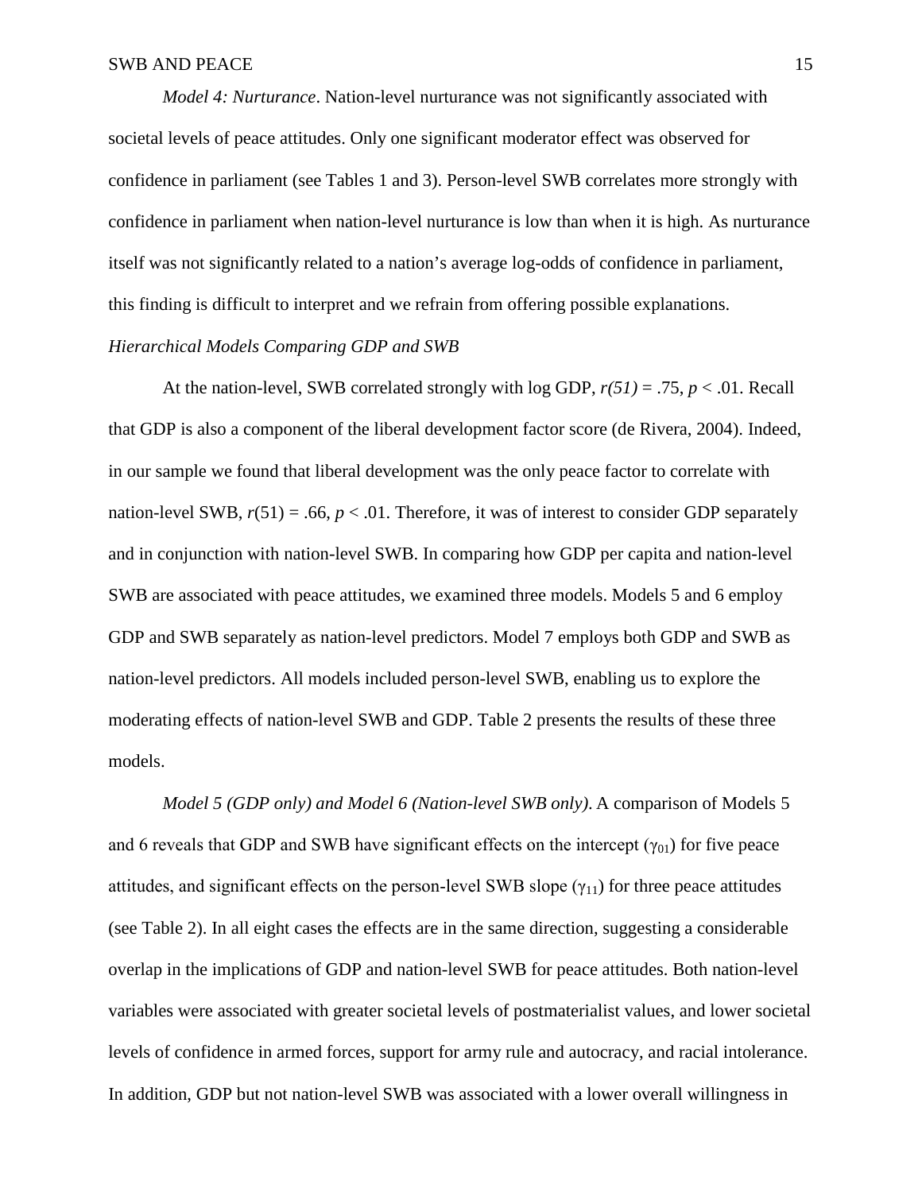*Model 4: Nurturance*. Nation-level nurturance was not significantly associated with societal levels of peace attitudes. Only one significant moderator effect was observed for confidence in parliament (see Tables 1 and 3). Person-level SWB correlates more strongly with confidence in parliament when nation-level nurturance is low than when it is high. As nurturance itself was not significantly related to a nation's average log-odds of confidence in parliament, this finding is difficult to interpret and we refrain from offering possible explanations.

### *Hierarchical Models Comparing GDP and SWB*

At the nation-level, SWB correlated strongly with log GDP, $r(51) = .75$, $p < .01$. Recall that GDP is also a component of the liberal development factor score (de Rivera, 2004). Indeed, in our sample we found that liberal development was the only peace factor to correlate with nation-level SWB, $r(51) = .66$, $p < .01$. Therefore, it was of interest to consider GDP separately and in conjunction with nation-level SWB. In comparing how GDP per capita and nation-level SWB are associated with peace attitudes, we examined three models. Models 5 and 6 employ GDP and SWB separately as nation-level predictors. Model 7 employs both GDP and SWB as nation-level predictors. All models included person-level SWB, enabling us to explore the moderating effects of nation-level SWB and GDP. Table 2 presents the results of these three models.

*Model 5 (GDP only) and Model 6 (Nation-level SWB only)*. A comparison of Models 5 and 6 reveals that GDP and SWB have significant effects on the intercept ($\gamma_{01}$) for five peace attitudes, and significant effects on the person-level SWB slope ($\gamma_{11}$) for three peace attitudes (see Table 2). In all eight cases the effects are in the same direction, suggesting a considerable overlap in the implications of GDP and nation-level SWB for peace attitudes. Both nation-level variables were associated with greater societal levels of postmaterialist values, and lower societal levels of confidence in armed forces, support for army rule and autocracy, and racial intolerance. In addition, GDP but not nation-level SWB was associated with a lower overall willingness in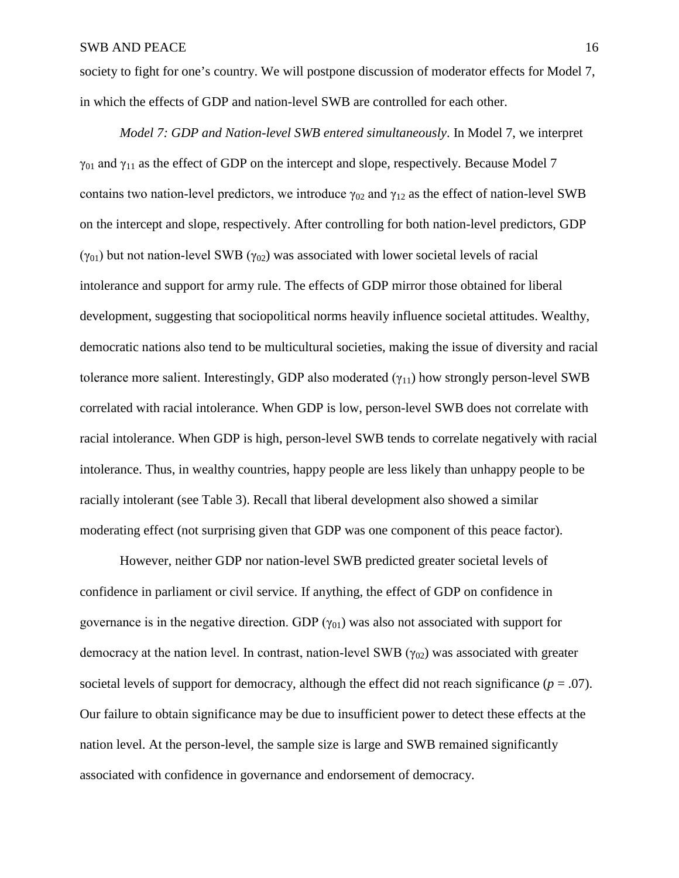society to fight for one's country. We will postpone discussion of moderator effects for Model 7, in which the effects of GDP and nation-level SWB are controlled for each other.

*Model 7: GDP and Nation-level SWB entered simultaneously*. In Model 7, we interpret $\gamma_{01}$ and $\gamma_{11}$ as the effect of GDP on the intercept and slope, respectively. Because Model 7 contains two nation-level predictors, we introduce $\gamma_{02}$ and $\gamma_{12}$ as the effect of nation-level SWB on the intercept and slope, respectively. After controlling for both nation-level predictors, GDP ($\gamma_{01}$) but not nation-level SWB ($\gamma_{02}$) was associated with lower societal levels of racial intolerance and support for army rule. The effects of GDP mirror those obtained for liberal development, suggesting that sociopolitical norms heavily influence societal attitudes. Wealthy, democratic nations also tend to be multicultural societies, making the issue of diversity and racial tolerance more salient. Interestingly, GDP also moderated ($\gamma_{11}$) how strongly person-level SWB correlated with racial intolerance. When GDP is low, person-level SWB does not correlate with racial intolerance. When GDP is high, person-level SWB tends to correlate negatively with racial intolerance. Thus, in wealthy countries, happy people are less likely than unhappy people to be racially intolerant (see Table 3). Recall that liberal development also showed a similar moderating effect (not surprising given that GDP was one component of this peace factor).

However, neither GDP nor nation-level SWB predicted greater societal levels of confidence in parliament or civil service. If anything, the effect of GDP on confidence in governance is in the negative direction. GDP ($\gamma_{01}$) was also not associated with support for democracy at the nation level. In contrast, nation-level SWB ($\gamma_{02}$) was associated with greater societal levels of support for democracy, although the effect did not reach significance ($p = .07$). Our failure to obtain significance may be due to insufficient power to detect these effects at the nation level. At the person-level, the sample size is large and SWB remained significantly associated with confidence in governance and endorsement of democracy.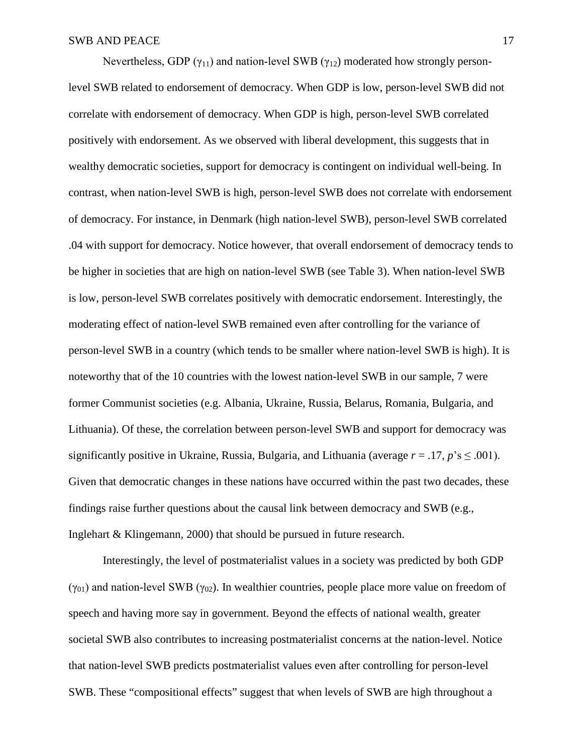Nevertheless, GDP ($\gamma_{11}$) and nation-level SWB ($\gamma_{12}$) moderated how strongly person-level SWB related to endorsement of democracy. When GDP is low, person-level SWB did not correlate with endorsement of democracy. When GDP is high, person-level SWB correlated positively with endorsement. As we observed with liberal development, this suggests that in wealthy democratic societies, support for democracy is contingent on individual well-being. In contrast, when nation-level SWB is high, person-level SWB does not correlate with endorsement of democracy. For instance, in Denmark (high nation-level SWB), person-level SWB correlated .04 with support for democracy. Notice however, that overall endorsement of democracy tends to be higher in societies that are high on nation-level SWB (see Table 3). When nation-level SWB is low, person-level SWB correlates positively with democratic endorsement. Interestingly, the moderating effect of nation-level SWB remained even after controlling for the variance of person-level SWB in a country (which tends to be smaller where nation-level SWB is high). It is noteworthy that of the 10 countries with the lowest nation-level SWB in our sample, 7 were former Communist societies (e.g. Albania, Ukraine, Russia, Belarus, Romania, Bulgaria, and Lithuania). Of these, the correlation between person-level SWB and support for democracy was significantly positive in Ukraine, Russia, Bulgaria, and Lithuania (average $r = .17$, $p$'s $\leq .001$). Given that democratic changes in these nations have occurred within the past two decades, these findings raise further questions about the causal link between democracy and SWB (e.g., Inglehart & Klingemann, 2000) that should be pursued in future research.

Interestingly, the level of postmaterialist values in a society was predicted by both GDP ($\gamma_{01}$) and nation-level SWB ($\gamma_{02}$). In wealthier countries, people place more value on freedom of speech and having more say in government. Beyond the effects of national wealth, greater societal SWB also contributes to increasing postmaterialist concerns at the nation-level. Notice that nation-level SWB predicts postmaterialist values even after controlling for person-level SWB. These "compositional effects" suggest that when levels of SWB are high throughout a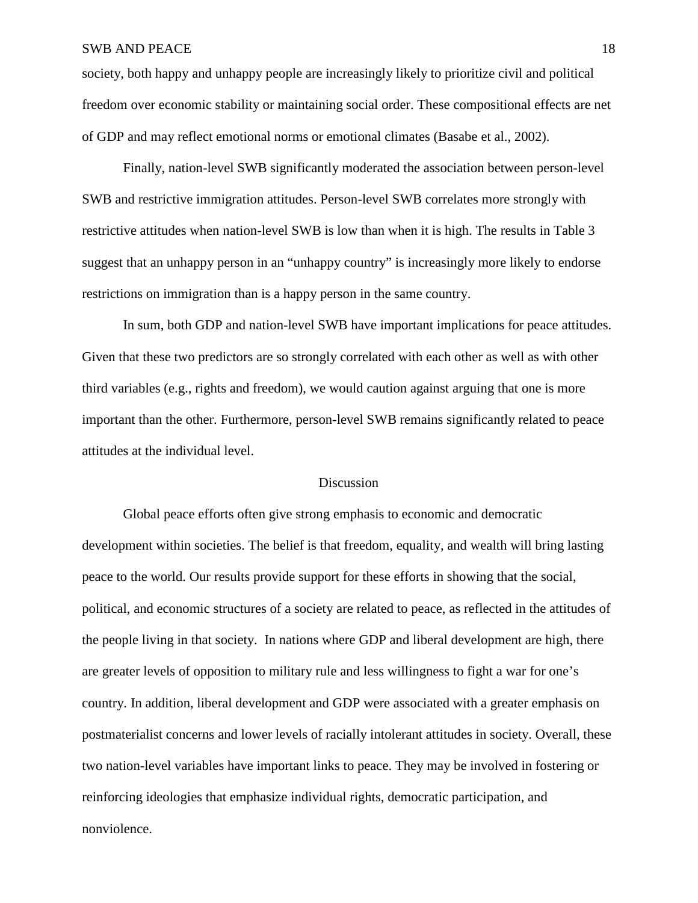society, both happy and unhappy people are increasingly likely to prioritize civil and political freedom over economic stability or maintaining social order. These compositional effects are net of GDP and may reflect emotional norms or emotional climates (Basabe et al., 2002).

Finally, nation-level SWB significantly moderated the association between person-level SWB and restrictive immigration attitudes. Person-level SWB correlates more strongly with restrictive attitudes when nation-level SWB is low than when it is high. The results in Table 3 suggest that an unhappy person in an "unhappy country" is increasingly more likely to endorse restrictions on immigration than is a happy person in the same country.

In sum, both GDP and nation-level SWB have important implications for peace attitudes. Given that these two predictors are so strongly correlated with each other as well as with other third variables (e.g., rights and freedom), we would caution against arguing that one is more important than the other. Furthermore, person-level SWB remains significantly related to peace attitudes at the individual level.

## Discussion

Global peace efforts often give strong emphasis to economic and democratic development within societies. The belief is that freedom, equality, and wealth will bring lasting peace to the world. Our results provide support for these efforts in showing that the social, political, and economic structures of a society are related to peace, as reflected in the attitudes of the people living in that society. In nations where GDP and liberal development are high, there are greater levels of opposition to military rule and less willingness to fight a war for one's country. In addition, liberal development and GDP were associated with a greater emphasis on postmaterialist concerns and lower levels of racially intolerant attitudes in society. Overall, these two nation-level variables have important links to peace. They may be involved in fostering or reinforcing ideologies that emphasize individual rights, democratic participation, and nonviolence.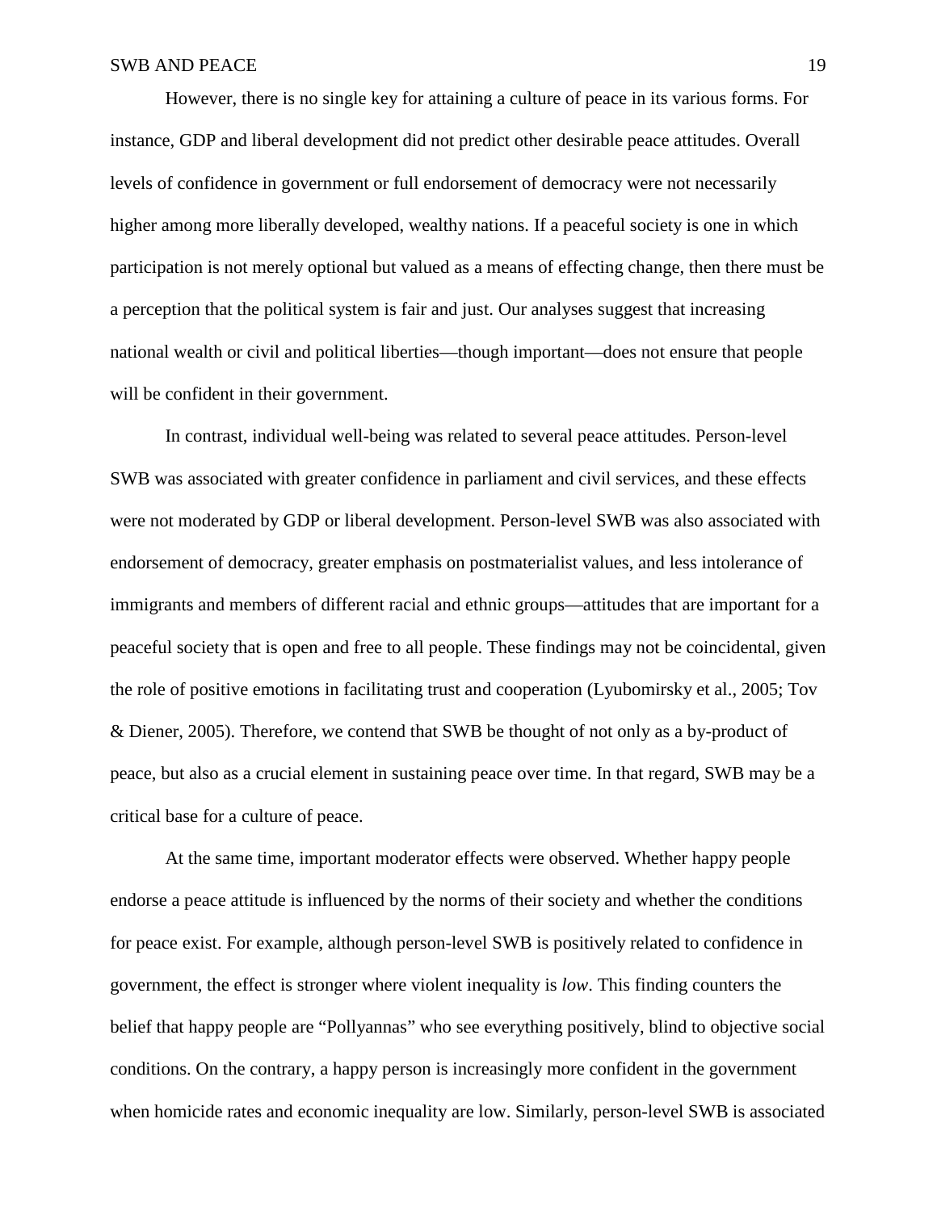However, there is no single key for attaining a culture of peace in its various forms. For instance, GDP and liberal development did not predict other desirable peace attitudes. Overall levels of confidence in government or full endorsement of democracy were not necessarily higher among more liberally developed, wealthy nations. If a peaceful society is one in which participation is not merely optional but valued as a means of effecting change, then there must be a perception that the political system is fair and just. Our analyses suggest that increasing national wealth or civil and political liberties—though important—does not ensure that people will be confident in their government.

In contrast, individual well-being was related to several peace attitudes. Person-level SWB was associated with greater confidence in parliament and civil services, and these effects were not moderated by GDP or liberal development. Person-level SWB was also associated with endorsement of democracy, greater emphasis on postmaterialist values, and less intolerance of immigrants and members of different racial and ethnic groups—attitudes that are important for a peaceful society that is open and free to all people. These findings may not be coincidental, given the role of positive emotions in facilitating trust and cooperation (Lyubomirsky et al., 2005; Tov & Diener, 2005). Therefore, we contend that SWB be thought of not only as a by-product of peace, but also as a crucial element in sustaining peace over time. In that regard, SWB may be a critical base for a culture of peace.

At the same time, important moderator effects were observed. Whether happy people endorse a peace attitude is influenced by the norms of their society and whether the conditions for peace exist. For example, although person-level SWB is positively related to confidence in government, the effect is stronger where violent inequality is *low*. This finding counters the belief that happy people are "Pollyannas" who see everything positively, blind to objective social conditions. On the contrary, a happy person is increasingly more confident in the government when homicide rates and economic inequality are low. Similarly, person-level SWB is associated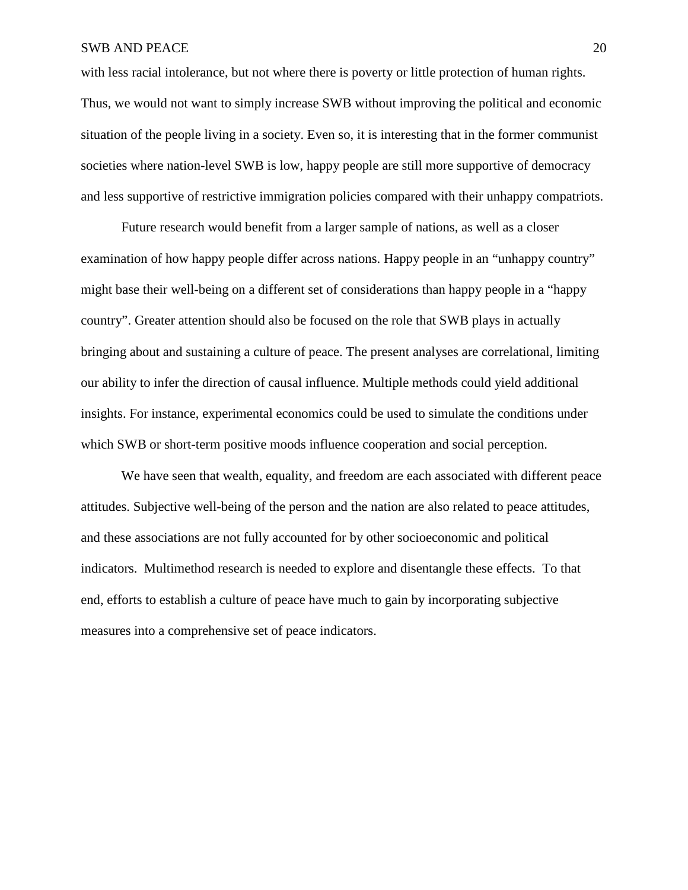with less racial intolerance, but not where there is poverty or little protection of human rights. Thus, we would not want to simply increase SWB without improving the political and economic situation of the people living in a society. Even so, it is interesting that in the former communist societies where nation-level SWB is low, happy people are still more supportive of democracy and less supportive of restrictive immigration policies compared with their unhappy compatriots.

Future research would benefit from a larger sample of nations, as well as a closer examination of how happy people differ across nations. Happy people in an "unhappy country" might base their well-being on a different set of considerations than happy people in a "happy country". Greater attention should also be focused on the role that SWB plays in actually bringing about and sustaining a culture of peace. The present analyses are correlational, limiting our ability to infer the direction of causal influence. Multiple methods could yield additional insights. For instance, experimental economics could be used to simulate the conditions under which SWB or short-term positive moods influence cooperation and social perception.

We have seen that wealth, equality, and freedom are each associated with different peace attitudes. Subjective well-being of the person and the nation are also related to peace attitudes, and these associations are not fully accounted for by other socioeconomic and political indicators. Multimethod research is needed to explore and disentangle these effects. To that end, efforts to establish a culture of peace have much to gain by incorporating subjective measures into a comprehensive set of peace indicators.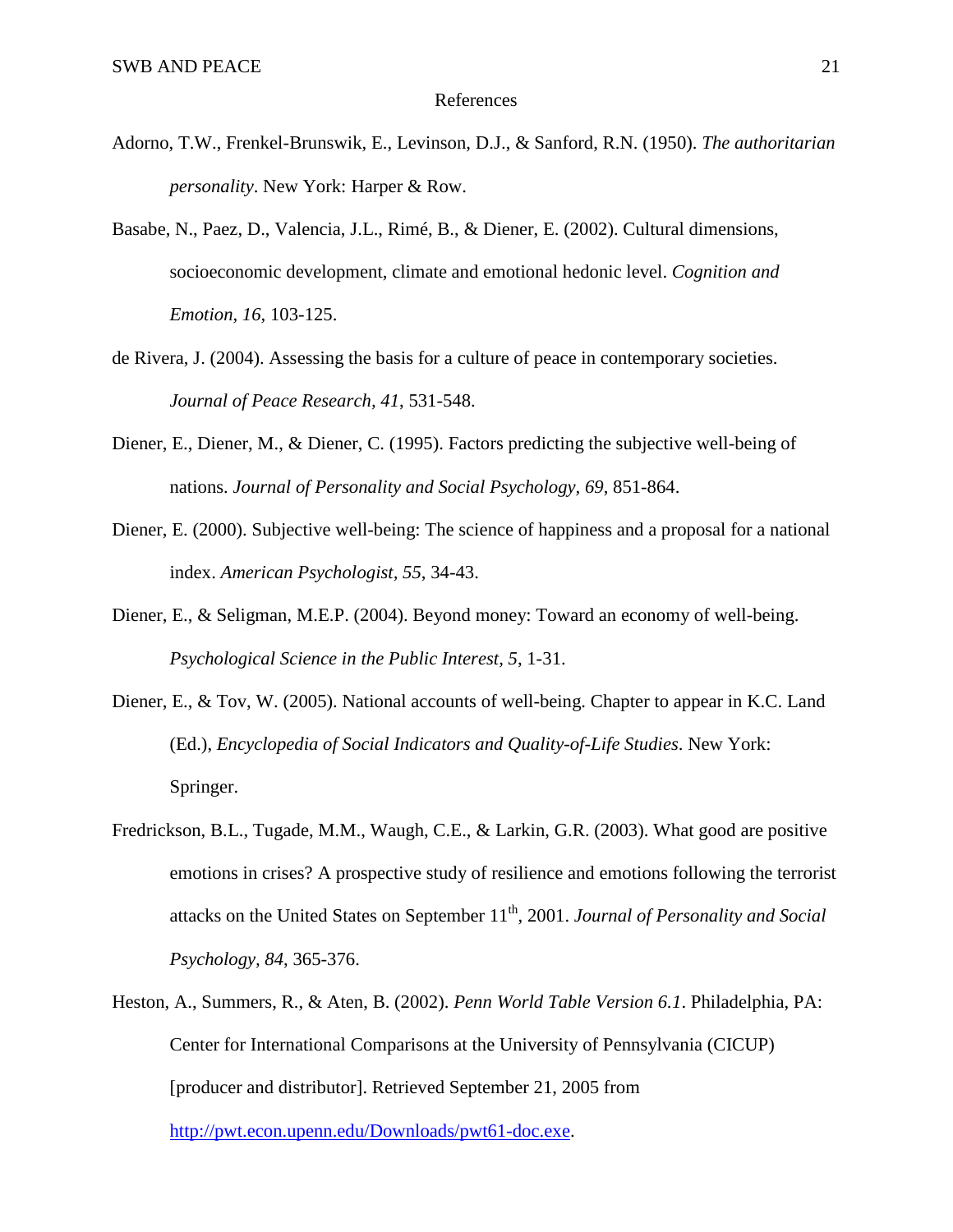# References

Adorno, T.W., Frenkel-Brunswik, E., Levinson, D.J., & Sanford, R.N. (1950). *The authoritarian personality*. New York: Harper & Row.

Basabe, N., Paez, D., Valencia, J.L., Rimé, B., & Diener, E. (2002). Cultural dimensions, socioeconomic development, climate and emotional hedonic level. *Cognition and Emotion, 16*, 103-125.

de Rivera, J. (2004). Assessing the basis for a culture of peace in contemporary societies. *Journal of Peace Research, 41*, 531-548.

Diener, E., Diener, M., & Diener, C. (1995). Factors predicting the subjective well-being of nations. *Journal of Personality and Social Psychology, 69*, 851-864.

Diener, E. (2000). Subjective well-being: The science of happiness and a proposal for a national index. *American Psychologist, 55*, 34-43.

Diener, E., & Seligman, M.E.P. (2004). Beyond money: Toward an economy of well-being. *Psychological Science in the Public Interest, 5*, 1-31.

Diener, E., & Tov, W. (2005). National accounts of well-being. Chapter to appear in K.C. Land (Ed.), *Encyclopedia of Social Indicators and Quality-of-Life Studies*. New York: Springer.

Fredrickson, B.L., Tugade, M.M., Waugh, C.E., & Larkin, G.R. (2003). What good are positive emotions in crises? A prospective study of resilience and emotions following the terrorist attacks on the United States on September 11th, 2001. *Journal of Personality and Social Psychology, 84*, 365-376.

Heston, A., Summers, R., & Aten, B. (2002). *Penn World Table Version 6.1*. Philadelphia, PA: Center for International Comparisons at the University of Pennsylvania (CICUP) [producer and distributor]. Retrieved September 21, 2005 from http://pwt.econ.upenn.edu/Downloads/pwt61-doc.exe.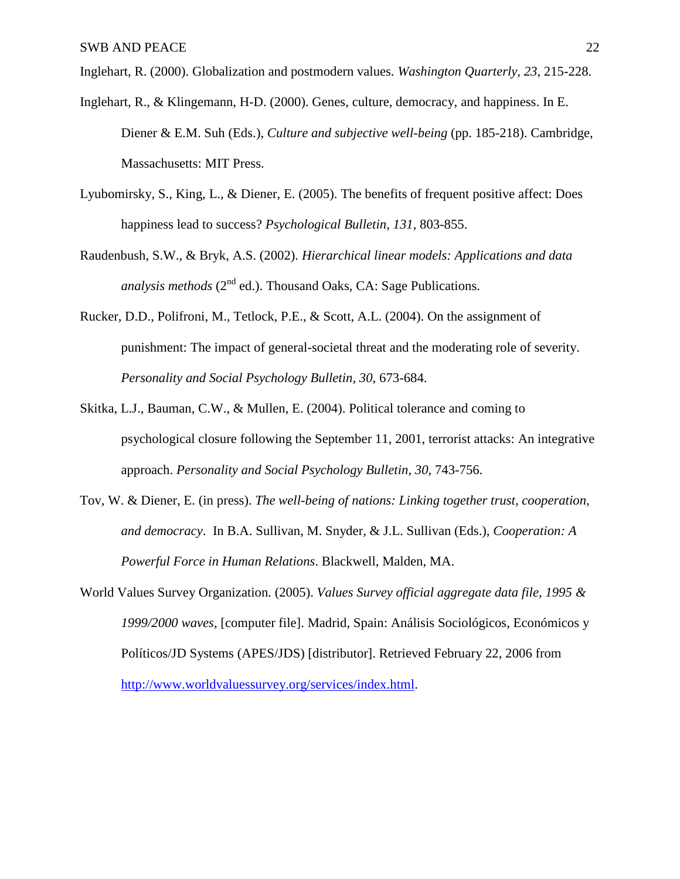Inglehart, R. (2000). Globalization and postmodern values. *Washington Quarterly, 23*, 215-228.

Inglehart, R., & Klingemann, H-D. (2000). Genes, culture, democracy, and happiness. In E. Diener & E.M. Suh (Eds.), *Culture and subjective well-being* (pp. 185-218). Cambridge, Massachusetts: MIT Press.

Lyubomirsky, S., King, L., & Diener, E. (2005). The benefits of frequent positive affect: Does happiness lead to success? *Psychological Bulletin, 131*, 803-855.

Raudenbush, S.W., & Bryk, A.S. (2002). *Hierarchical linear models: Applications and data analysis methods* (2nd ed.). Thousand Oaks, CA: Sage Publications.

Rucker, D.D., Polifroni, M., Tetlock, P.E., & Scott, A.L. (2004). On the assignment of punishment: The impact of general-societal threat and the moderating role of severity. *Personality and Social Psychology Bulletin, 30*, 673-684.

Skitka, L.J., Bauman, C.W., & Mullen, E. (2004). Political tolerance and coming to psychological closure following the September 11, 2001, terrorist attacks: An integrative approach. *Personality and Social Psychology Bulletin, 30*, 743-756.

Tov, W. & Diener, E. (in press). *The well-being of nations: Linking together trust, cooperation, and democracy*. In B.A. Sullivan, M. Snyder, & J.L. Sullivan (Eds.), *Cooperation: A Powerful Force in Human Relations*. Blackwell, Malden, MA.

World Values Survey Organization. (2005). *Values Survey official aggregate data file, 1995 & 1999/2000 waves*, [computer file]. Madrid, Spain: Análisis Sociológicos, Económicos y Políticos/JD Systems (APES/JDS) [distributor]. Retrieved February 22, 2006 from http://www.worldvaluessurvey.org/services/index.html.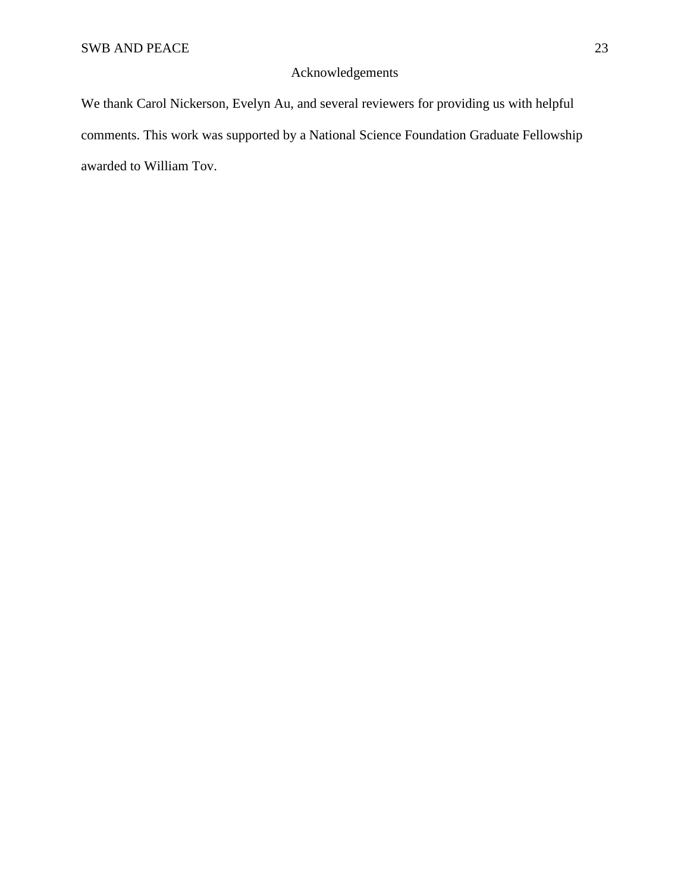# Acknowledgements

We thank Carol Nickerson, Evelyn Au, and several reviewers for providing us with helpful comments. This work was supported by a National Science Foundation Graduate Fellowship awarded to William Tov.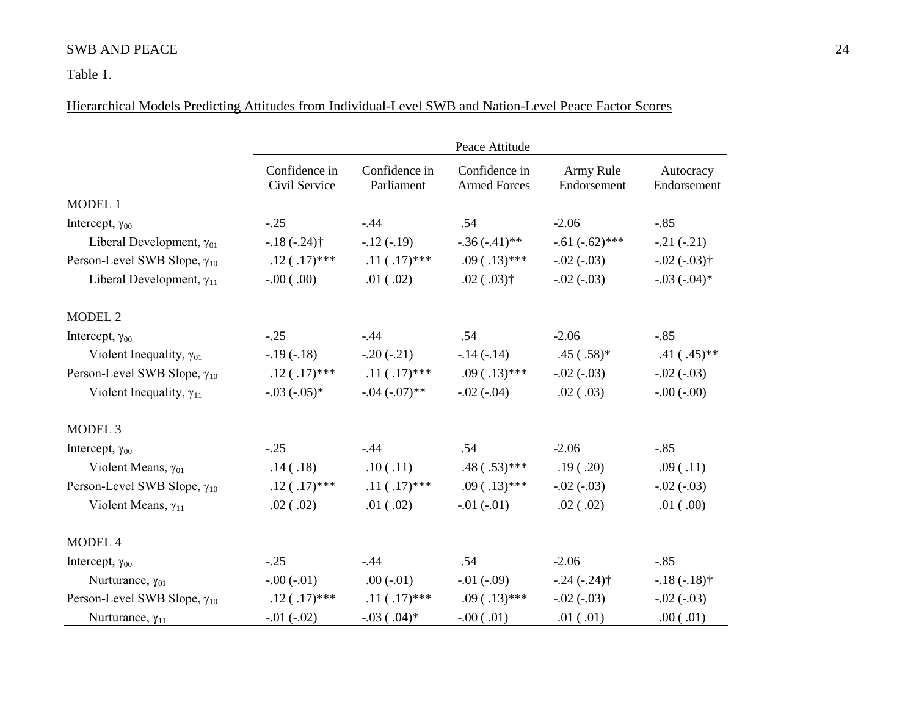Table 1.

Hierarchical Models Predicting Attitudes from Individual-Level SWB and Nation-Level Peace Factor Scores

| | Peace Attitude | | | | |
|---|---|---|---|---|---|
| | Confidence in Civil Service | Confidence in Parliament | Confidence in Armed Forces | Army Rule Endorsement | Autocracy Endorsement |
| MODEL 1 | | | | | |
| Intercept, $\gamma_{00}$ | -.25 | -.44 | .54 | -2.06 | -.85 |
| Liberal Development, $\gamma_{01}$ | -.18 (-.24)† | -.12 (-.19) | -.36 (-.41)** | -.61 (-.62)*** | -.21 (-.21) |
| Person-Level SWB Slope, $\gamma_{10}$ | .12 ( .17)*** | .11 ( .17)*** | .09 ( .13)*** | -.02 (-.03) | -.02 (-.03)† |
| Liberal Development, $\gamma_{11}$ | -.00 ( .00) | .01 ( .02) | .02 ( .03)† | -.02 (-.03) | -.03 (-.04)* |
| MODEL 2 | | | | | |
| Intercept, $\gamma_{00}$ | -.25 | -.44 | .54 | -2.06 | -.85 |
| Violent Inequality, $\gamma_{01}$ | -.19 (-.18) | -.20 (-.21) | -.14 (-.14) | .45 ( .58)* | .41 ( .45)** |
| Person-Level SWB Slope, $\gamma_{10}$ | .12 ( .17)*** | .11 ( .17)*** | .09 ( .13)*** | -.02 (-.03) | -.02 (-.03) |
| Violent Inequality, $\gamma_{11}$ | -.03 (-.05)* | -.04 (-.07)** | -.02 (-.04) | .02 ( .03) | -.00 (-.00) |
| MODEL 3 | | | | | |
| Intercept, $\gamma_{00}$ | -.25 | -.44 | .54 | -2.06 | -.85 |
| Violent Means, $\gamma_{01}$ | .14 ( .18) | .10 ( .11) | .48 ( .53)*** | .19 ( .20) | .09 ( .11) |
| Person-Level SWB Slope, $\gamma_{10}$ | .12 ( .17)*** | .11 ( .17)*** | .09 ( .13)*** | -.02 (-.03) | -.02 (-.03) |
| Violent Means, $\gamma_{11}$ | .02 ( .02) | .01 ( .02) | -.01 (-.01) | .02 ( .02) | .01 ( .00) |
| MODEL 4 | | | | | |
| Intercept, $\gamma_{00}$ | -.25 | -.44 | .54 | -2.06 | -.85 |
| Nurturance, $\gamma_{01}$ | -.00 (-.01) | .00 (-.01) | -.01 (-.09) | -.24 (-.24)† | -.18 (-.18)† |
| Person-Level SWB Slope, $\gamma_{10}$ | .12 ( .17)*** | .11 ( .17)*** | .09 ( .13)*** | -.02 (-.03) | -.02 (-.03) |
| Nurturance, $\gamma_{11}$ | -.01 (-.02) | -.03 ( .04)* | -.00 ( .01) | .01 ( .01) | .00 ( .01) |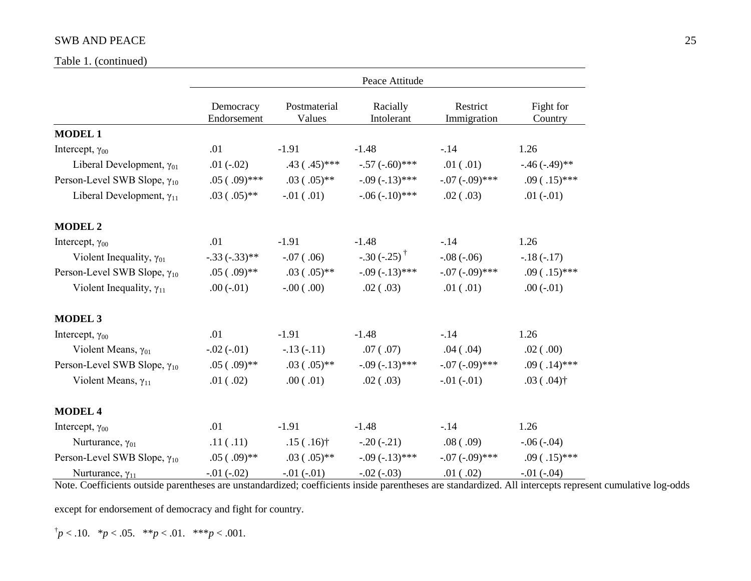Table 1. (continued)

| | Peace Attitude | | | | |
|---|---|---|---|---|---|
| | Democracy Endorsement | Postmaterial Values | Racially Intolerant | Restrict Immigration | Fight for Country |
| **MODEL 1** | | | | | |
| Intercept, $\gamma_{00}$ | .01 | -1.91 | -1.48 | -.14 | 1.26 |
| Liberal Development, $\gamma_{01}$ | .01 (-.02) | .43 ( .45)*** | -.57 (-.60)*** | .01 ( .01) | -.46 (-.49)** |
| Person-Level SWB Slope, $\gamma_{10}$ | .05 ( .09)*** | .03 ( .05)** | -.09 (-.13)*** | -.07 (-.09)*** | .09 ( .15)*** |
| Liberal Development, $\gamma_{11}$ | .03 ( .05)** | -.01 ( .01) | -.06 (-.10)*** | .02 ( .03) | .01 (-.01) |
| **MODEL 2** | | | | | |
| Intercept, $\gamma_{00}$ | .01 | -1.91 | -1.48 | -.14 | 1.26 |
| Violent Inequality, $\gamma_{01}$ | -.33 (-.33)** | -.07 ( .06) | -.30 (-.25)† | -.08 (-.06) | -.18 (-.17) |
| Person-Level SWB Slope, $\gamma_{10}$ | .05 ( .09)** | .03 ( .05)** | -.09 (-.13)*** | -.07 (-.09)*** | .09 ( .15)*** |
| Violent Inequality, $\gamma_{11}$ | .00 (-.01) | -.00 ( .00) | .02 ( .03) | .01 ( .01) | .00 (-.01) |
| **MODEL 3** | | | | | |
| Intercept, $\gamma_{00}$ | .01 | -1.91 | -1.48 | -.14 | 1.26 |
| Violent Means, $\gamma_{01}$ | -.02 (-.01) | -.13 (-.11) | .07 ( .07) | .04 ( .04) | .02 ( .00) |
| Person-Level SWB Slope, $\gamma_{10}$ | .05 ( .09)** | .03 ( .05)** | -.09 (-.13)*** | -.07 (-.09)*** | .09 ( .14)*** |
| Violent Means, $\gamma_{11}$ | .01 ( .02) | .00 ( .01) | .02 ( .03) | -.01 (-.01) | .03 ( .04)† |
| **MODEL 4** | | | | | |
| Intercept, $\gamma_{00}$ | .01 | -1.91 | -1.48 | -.14 | 1.26 |
| Nurturance, $\gamma_{01}$ | .11 ( .11) | .15 ( .16)† | -.20 (-.21) | .08 ( .09) | -.06 (-.04) |
| Person-Level SWB Slope, $\gamma_{10}$ | .05 ( .09)** | .03 ( .05)** | -.09 (-.13)*** | -.07 (-.09)*** | .09 ( .15)*** |
| Nurturance, $\gamma_{11}$ | -.01 (-.02) | -.01 (-.01) | -.02 (-.03) | .01 ( .02) | -.01 (-.04) |

Note. Coefficients outside parentheses are unstandardized; coefficients inside parentheses are standardized. All intercepts represent cumulative log-odds except for endorsement of democracy and fight for country.

†$p < .10$. \*$p < .05$. \*\*$p < .01$. \*\*\*$p < .001$.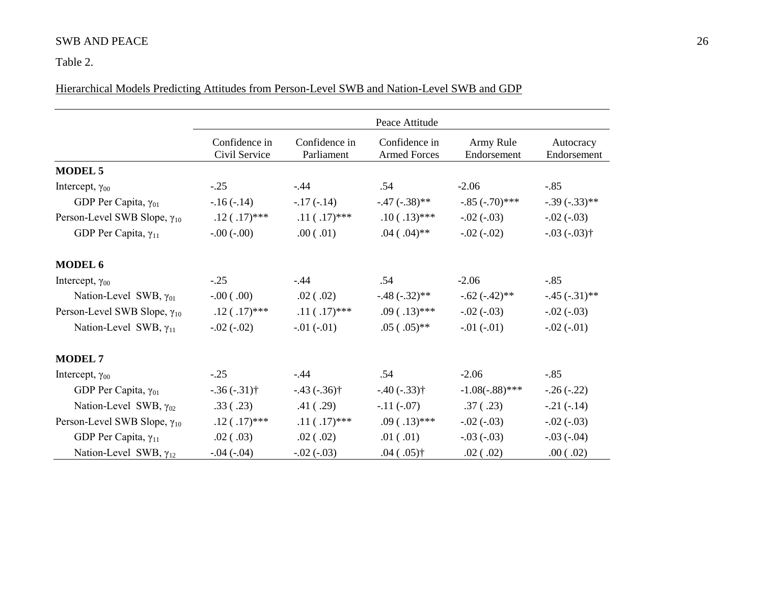Table 2.

Hierarchical Models Predicting Attitudes from Person-Level SWB and Nation-Level SWB and GDP

| | Peace Attitude | | | | |
|---|---|---|---|---|---|
| | Confidence in Civil Service | Confidence in Parliament | Confidence in Armed Forces | Army Rule Endorsement | Autocracy Endorsement |
| **MODEL 5** | | | | | |
| Intercept, $\gamma_{00}$ | -.25 | -.44 | .54 | -2.06 | -.85 |
| GDP Per Capita, $\gamma_{01}$ | -.16 (-.14) | -.17 (-.14) | -.47 (-.38)** | -.85 (-.70)*** | -.39 (-.33)** |
| Person-Level SWB Slope, $\gamma_{10}$ | .12 ( .17)*** | .11 ( .17)*** | .10 ( .13)*** | -.02 (-.03) | -.02 (-.03) |
| GDP Per Capita, $\gamma_{11}$ | -.00 (-.00) | .00 ( .01) | .04 ( .04)** | -.02 (-.02) | -.03 (-.03)† |
| **MODEL 6** | | | | | |
| Intercept, $\gamma_{00}$ | -.25 | -.44 | .54 | -2.06 | -.85 |
| Nation-Level SWB, $\gamma_{01}$ | -.00 ( .00) | .02 ( .02) | -.48 (-.32)** | -.62 (-.42)** | -.45 (-.31)** |
| Person-Level SWB Slope, $\gamma_{10}$ | .12 ( .17)*** | .11 ( .17)*** | .09 ( .13)*** | -.02 (-.03) | -.02 (-.03) |
| Nation-Level SWB, $\gamma_{11}$ | -.02 (-.02) | -.01 (-.01) | .05 ( .05)** | -.01 (-.01) | -.02 (-.01) |
| **MODEL 7** | | | | | |
| Intercept, $\gamma_{00}$ | -.25 | -.44 | .54 | -2.06 | -.85 |
| GDP Per Capita, $\gamma_{01}$ | -.36 (-.31)† | -.43 (-.36)† | -.40 (-.33)† | -1.08(-.88)*** | -.26 (-.22) |
| Nation-Level SWB, $\gamma_{02}$ | .33 ( .23) | .41 ( .29) | -.11 (-.07) | .37 ( .23) | -.21 (-.14) |
| Person-Level SWB Slope, $\gamma_{10}$ | .12 ( .17)*** | .11 ( .17)*** | .09 ( .13)*** | -.02 (-.03) | -.02 (-.03) |
| GDP Per Capita, $\gamma_{11}$ | .02 ( .03) | .02 ( .02) | .01 ( .01) | -.03 (-.03) | -.03 (-.04) |
| Nation-Level SWB, $\gamma_{12}$ | -.04 (-.04) | -.02 (-.03) | .04 ( .05)† | .02 ( .02) | .00 ( .02) |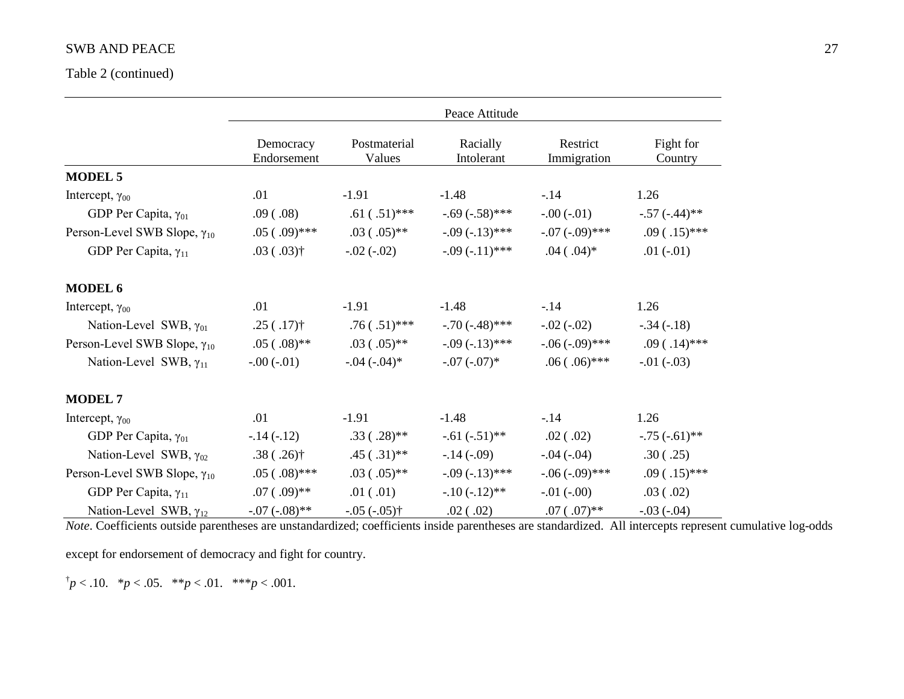Table 2 (continued)

| | Peace Attitude | | | | |
|---|---|---|---|---|---|
| | Democracy Endorsement | Postmaterial Values | Racially Intolerant | Restrict Immigration | Fight for Country |
| **MODEL 5** | | | | | |
| Intercept, $\gamma_{00}$ | .01 | -1.91 | -1.48 | -.14 | 1.26 |
| GDP Per Capita, $\gamma_{01}$ | .09 ( .08) | .61 ( .51)*** | -.69 (-.58)*** | -.00 (-.01) | -.57 (-.44)** |
| Person-Level SWB Slope, $\gamma_{10}$ | .05 ( .09)*** | .03 ( .05)** | -.09 (-.13)*** | -.07 (-.09)*** | .09 ( .15)*** |
| GDP Per Capita, $\gamma_{11}$ | .03 ( .03)† | -.02 (-.02) | -.09 (-.11)*** | .04 ( .04)* | .01 (-.01) |
| **MODEL 6** | | | | | |
| Intercept, $\gamma_{00}$ | .01 | -1.91 | -1.48 | -.14 | 1.26 |
| Nation-Level SWB, $\gamma_{01}$ | .25 ( .17)† | .76 ( .51)*** | -.70 (-.48)*** | -.02 (-.02) | -.34 (-.18) |
| Person-Level SWB Slope, $\gamma_{10}$ | .05 ( .08)** | .03 ( .05)** | -.09 (-.13)*** | -.06 (-.09)*** | .09 ( .14)*** |
| Nation-Level SWB, $\gamma_{11}$ | -.00 (-.01) | -.04 (-.04)* | -.07 (-.07)* | .06 ( .06)*** | -.01 (-.03) |
| **MODEL 7** | | | | | |
| Intercept, $\gamma_{00}$ | .01 | -1.91 | -1.48 | -.14 | 1.26 |
| GDP Per Capita, $\gamma_{01}$ | -.14 (-.12) | .33 ( .28)** | -.61 (-.51)** | .02 ( .02) | -.75 (-.61)** |
| Nation-Level SWB, $\gamma_{02}$ | .38 ( .26)† | .45 ( .31)** | -.14 (-.09) | -.04 (-.04) | .30 ( .25) |
| Person-Level SWB Slope, $\gamma_{10}$ | .05 ( .08)*** | .03 ( .05)** | -.09 (-.13)*** | -.06 (-.09)*** | .09 ( .15)*** |
| GDP Per Capita, $\gamma_{11}$ | .07 ( .09)** | .01 ( .01) | -.10 (-.12)** | -.01 (-.00) | .03 ( .02) |
| Nation-Level SWB, $\gamma_{12}$ | -.07 (-.08)** | -.05 (-.05)† | .02 ( .02) | .07 ( .07)** | -.03 (-.04) |

*Note*. Coefficients outside parentheses are unstandardized; coefficients inside parentheses are standardized. All intercepts represent cumulative log-odds except for endorsement of democracy and fight for country.

†$p < .10$. *$p < .05$. **$p < .01$. ***$p < .001$.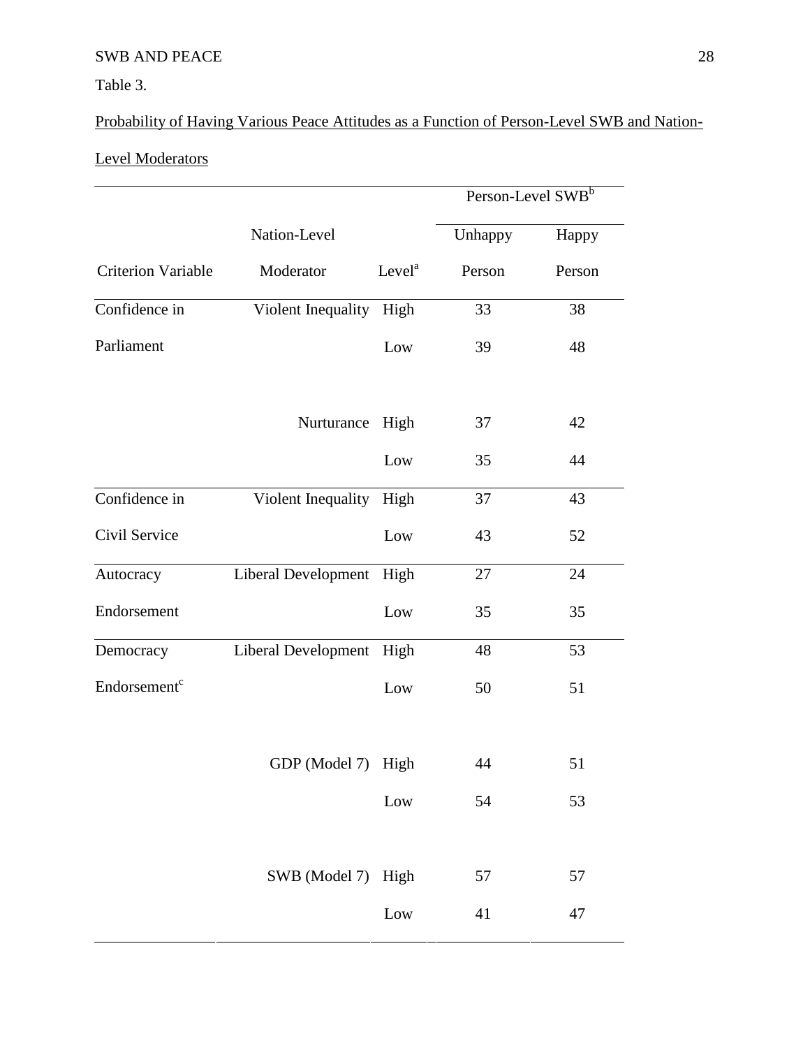Table 3.

Probability of Having Various Peace Attitudes as a Function of Person-Level SWB and Nation-Level Moderators

| | | | Person-Level SWB[b] | |
|---|---|---|---|---|
| Criterion Variable | Nation-Level Moderator | Level[a] | Unhappy Person | Happy Person |
| Confidence in Parliament | Violent Inequality | High | 33 | 38 |
| | | Low | 39 | 48 |
| | Nurturance | High | 37 | 42 |
| | | Low | 35 | 44 |
| Confidence in Civil Service | Violent Inequality | High | 37 | 43 |
| | | Low | 43 | 52 |
| Autocracy Endorsement | Liberal Development | High | 27 | 24 |
| | | Low | 35 | 35 |
| Democracy Endorsement[c] | Liberal Development | High | 48 | 53 |
| | | Low | 50 | 51 |
| | GDP (Model 7) | High | 44 | 51 |
| | | Low | 54 | 53 |
| | SWB (Model 7) | High | 57 | 57 |
| | | Low | 41 | 47 |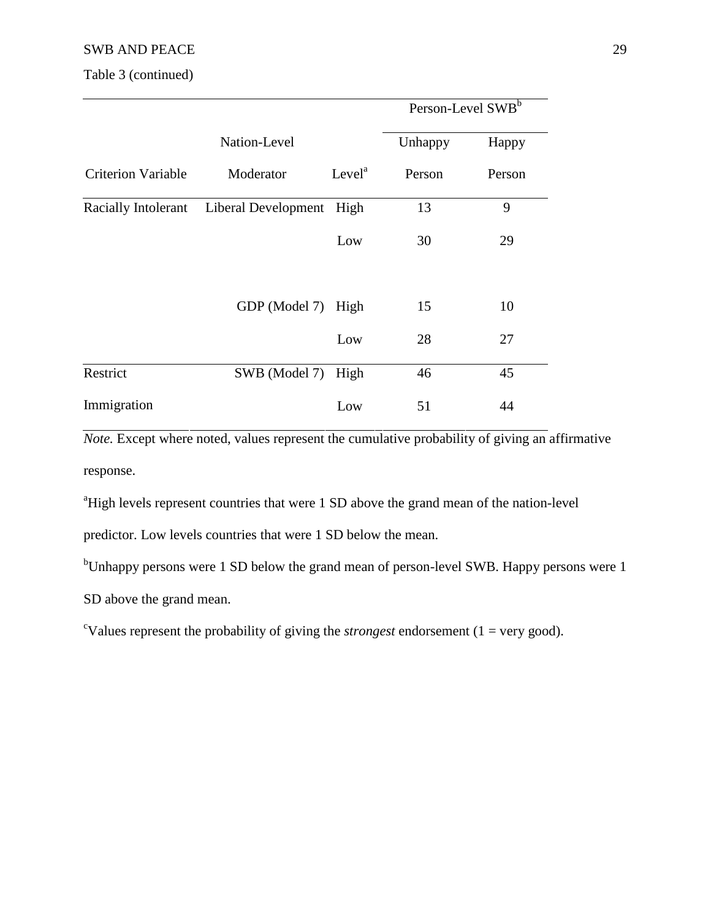Table 3 (continued)

| Criterion Variable | Nation-Level Moderator | Level[a] | Person-Level SWB[b] Unhappy Person | Happy Person |
|---|---|---|---|---|
| Racially Intolerant | Liberal Development | High | 13 | 9 |
| | | Low | 30 | 29 |
| | GDP (Model 7) | High | 15 | 10 |
| | | Low | 28 | 27 |
| Restrict Immigration | SWB (Model 7) | High | 46 | 45 |
| | | Low | 51 | 44 |

*Note.* Except where noted, values represent the cumulative probability of giving an affirmative response.

[a]High levels represent countries that were 1 SD above the grand mean of the nation-level predictor. Low levels countries that were 1 SD below the mean.

[b]Unhappy persons were 1 SD below the grand mean of person-level SWB. Happy persons were 1 SD above the grand mean.

[c]Values represent the probability of giving the *strongest* endorsement (1 = very good).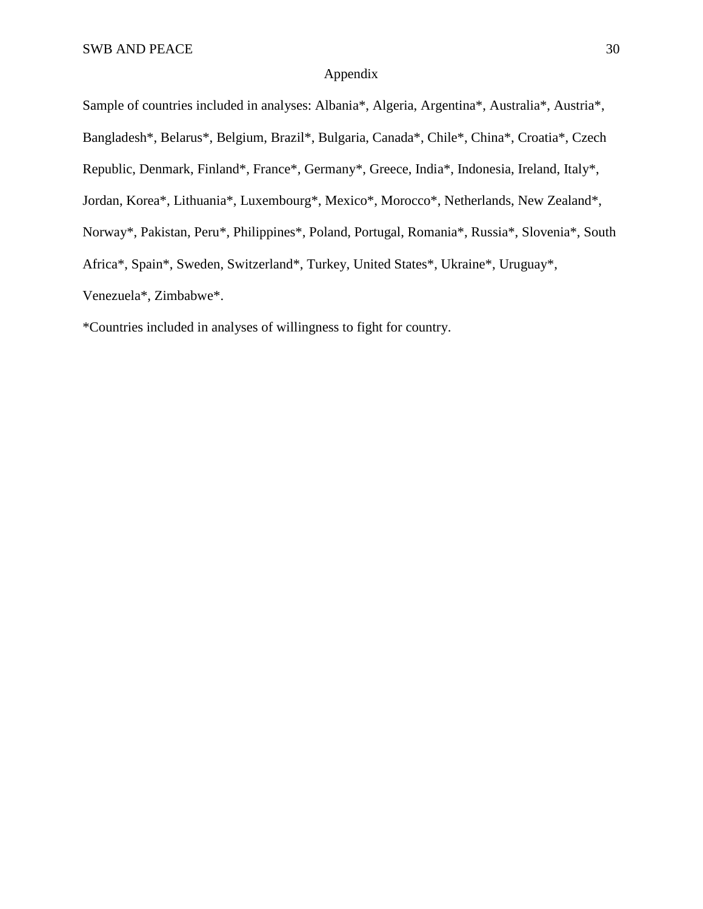# Appendix

Sample of countries included in analyses: Albania*, Algeria, Argentina*, Australia*, Austria*, Bangladesh*, Belarus*, Belgium, Brazil*, Bulgaria, Canada*, Chile*, China*, Croatia*, Czech Republic, Denmark, Finland*, France*, Germany*, Greece, India*, Indonesia, Ireland, Italy*, Jordan, Korea*, Lithuania*, Luxembourg*, Mexico*, Morocco*, Netherlands, New Zealand*, Norway*, Pakistan, Peru*, Philippines*, Poland, Portugal, Romania*, Russia*, Slovenia*, South Africa*, Spain*, Sweden, Switzerland*, Turkey, United States*, Ukraine*, Uruguay*, Venezuela*, Zimbabwe*.

*Countries included in analyses of willingness to fight for country.